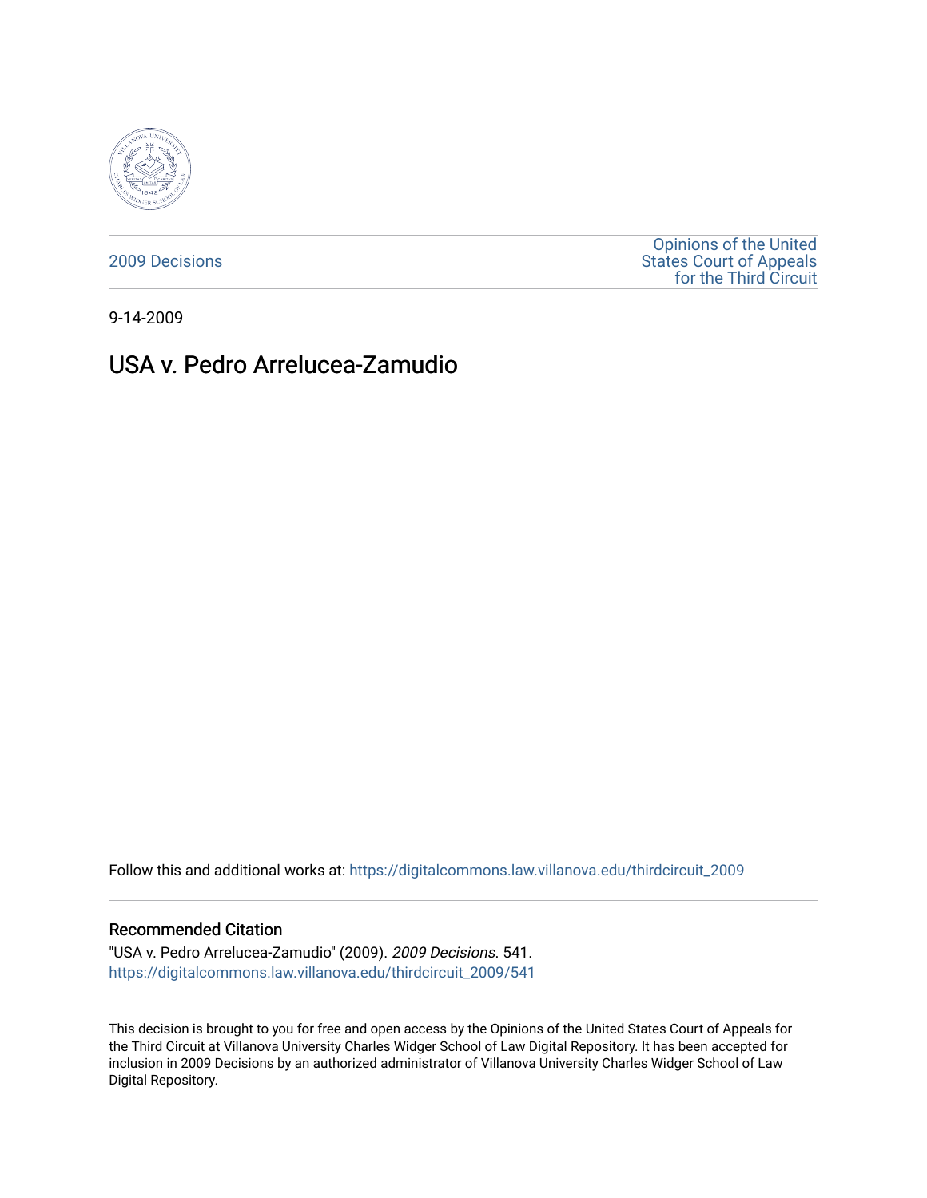2009 Decisions

Opinions of the United States Court of Appeals for the Third Circuit

9-14-2009

# USA v. Pedro Arrelucea-Zamudio

Follow this and additional works at: https://digitalcommons.law.villanova.edu/thirdcircuit_2009

### Recommended Citation

"USA v. Pedro Arrelucea-Zamudio" (2009). *2009 Decisions*. 541.
https://digitalcommons.law.villanova.edu/thirdcircuit_2009/541

This decision is brought to you for free and open access by the Opinions of the United States Court of Appeals for the Third Circuit at Villanova University Charles Widger School of Law Digital Repository. It has been accepted for inclusion in 2009 Decisions by an authorized administrator of Villanova University Charles Widger School of Law Digital Repository.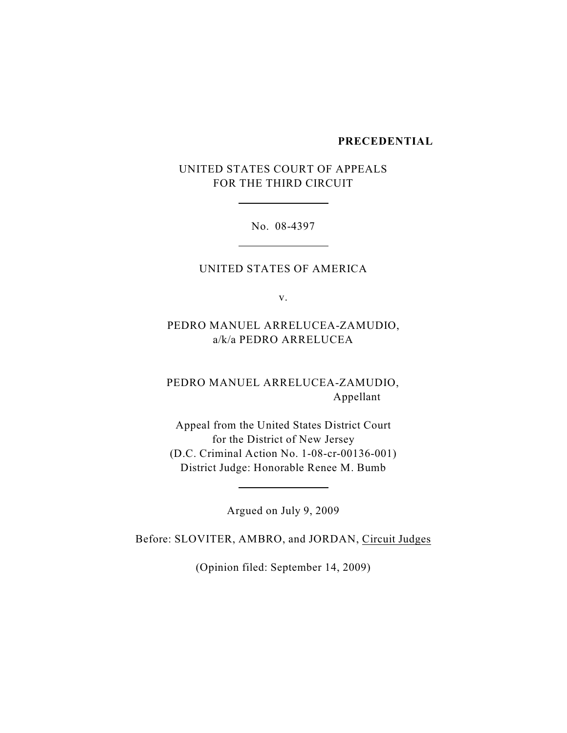**PRECEDENTIAL**

UNITED STATES COURT OF APPEALS
FOR THE THIRD CIRCUIT

---

No. 08-4397

---

UNITED STATES OF AMERICA

v.

PEDRO MANUEL ARRELUCEA-ZAMUDIO,
a/k/a PEDRO ARRELUCEA

PEDRO MANUEL ARRELUCEA-ZAMUDIO,
Appellant

Appeal from the United States District Court
for the District of New Jersey
(D.C. Criminal Action No. 1-08-cr-00136-001)
District Judge: Honorable Renee M. Bumb

---

Argued on July 9, 2009

Before: SLOVITER, AMBRO, and JORDAN, Circuit Judges

(Opinion filed: September 14, 2009)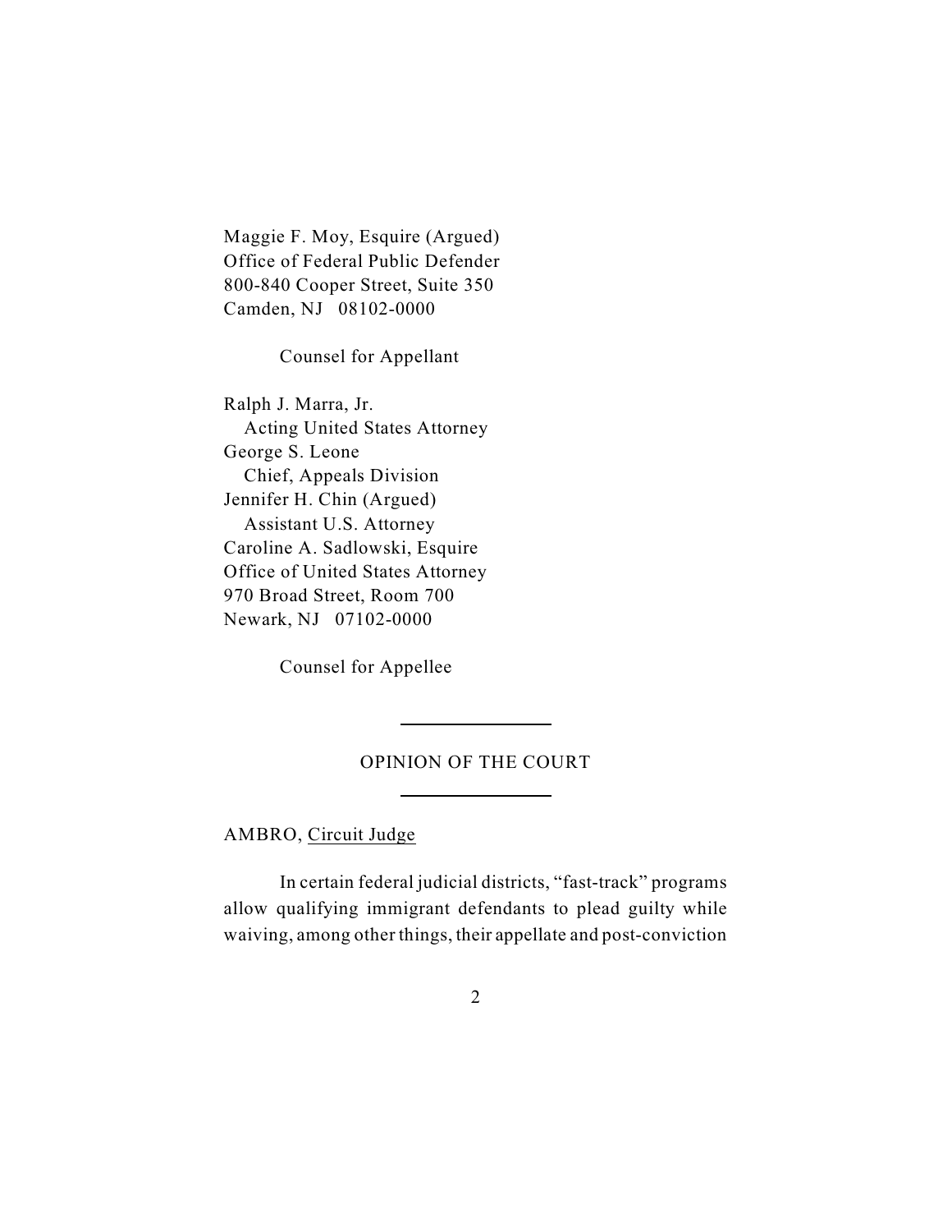Maggie F. Moy, Esquire (Argued)
Office of Federal Public Defender
800-840 Cooper Street, Suite 350
Camden, NJ 08102-0000

Counsel for Appellant

Ralph J. Marra, Jr.
Acting United States Attorney
George S. Leone
Chief, Appeals Division
Jennifer H. Chin (Argued)
Assistant U.S. Attorney
Caroline A. Sadlowski, Esquire
Office of United States Attorney
970 Broad Street, Room 700
Newark, NJ 07102-0000

Counsel for Appellee

---

OPINION OF THE COURT

---

AMBRO, Circuit Judge

In certain federal judicial districts, "fast-track" programs allow qualifying immigrant defendants to plead guilty while waiving, among other things, their appellate and post-conviction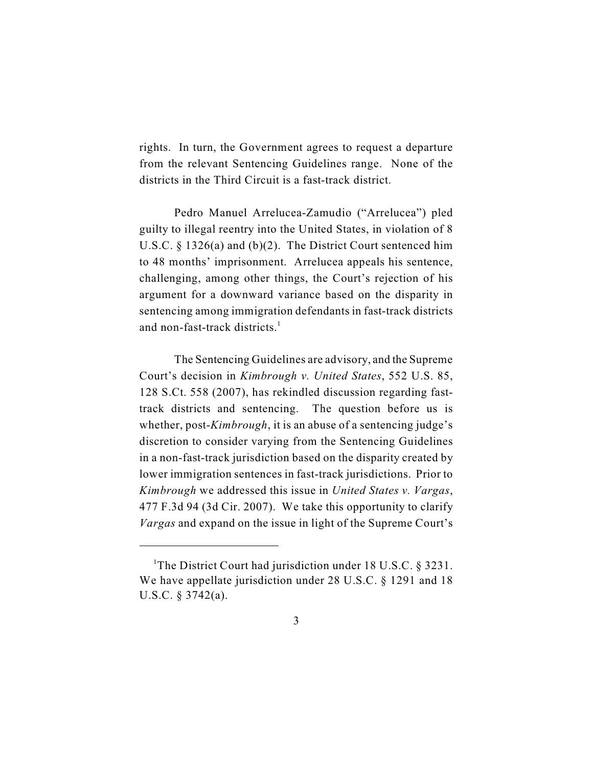rights. In turn, the Government agrees to request a departure from the relevant Sentencing Guidelines range. None of the districts in the Third Circuit is a fast-track district.

Pedro Manuel Arrelucea-Zamudio ("Arrelucea") pled guilty to illegal reentry into the United States, in violation of 8 U.S.C. § 1326(a) and (b)(2). The District Court sentenced him to 48 months' imprisonment. Arrelucea appeals his sentence, challenging, among other things, the Court's rejection of his argument for a downward variance based on the disparity in sentencing among immigration defendants in fast-track districts and non-fast-track districts.[1]

The Sentencing Guidelines are advisory, and the Supreme Court's decision in *Kimbrough v. United States*, 552 U.S. 85, 128 S.Ct. 558 (2007), has rekindled discussion regarding fast-track districts and sentencing. The question before us is whether, post-*Kimbrough*, it is an abuse of a sentencing judge's discretion to consider varying from the Sentencing Guidelines in a non-fast-track jurisdiction based on the disparity created by lower immigration sentences in fast-track jurisdictions. Prior to *Kimbrough* we addressed this issue in *United States v. Vargas*, 477 F.3d 94 (3d Cir. 2007). We take this opportunity to clarify *Vargas* and expand on the issue in light of the Supreme Court's

---

[1]The District Court had jurisdiction under 18 U.S.C. § 3231. We have appellate jurisdiction under 28 U.S.C. § 1291 and 18 U.S.C. § 3742(a).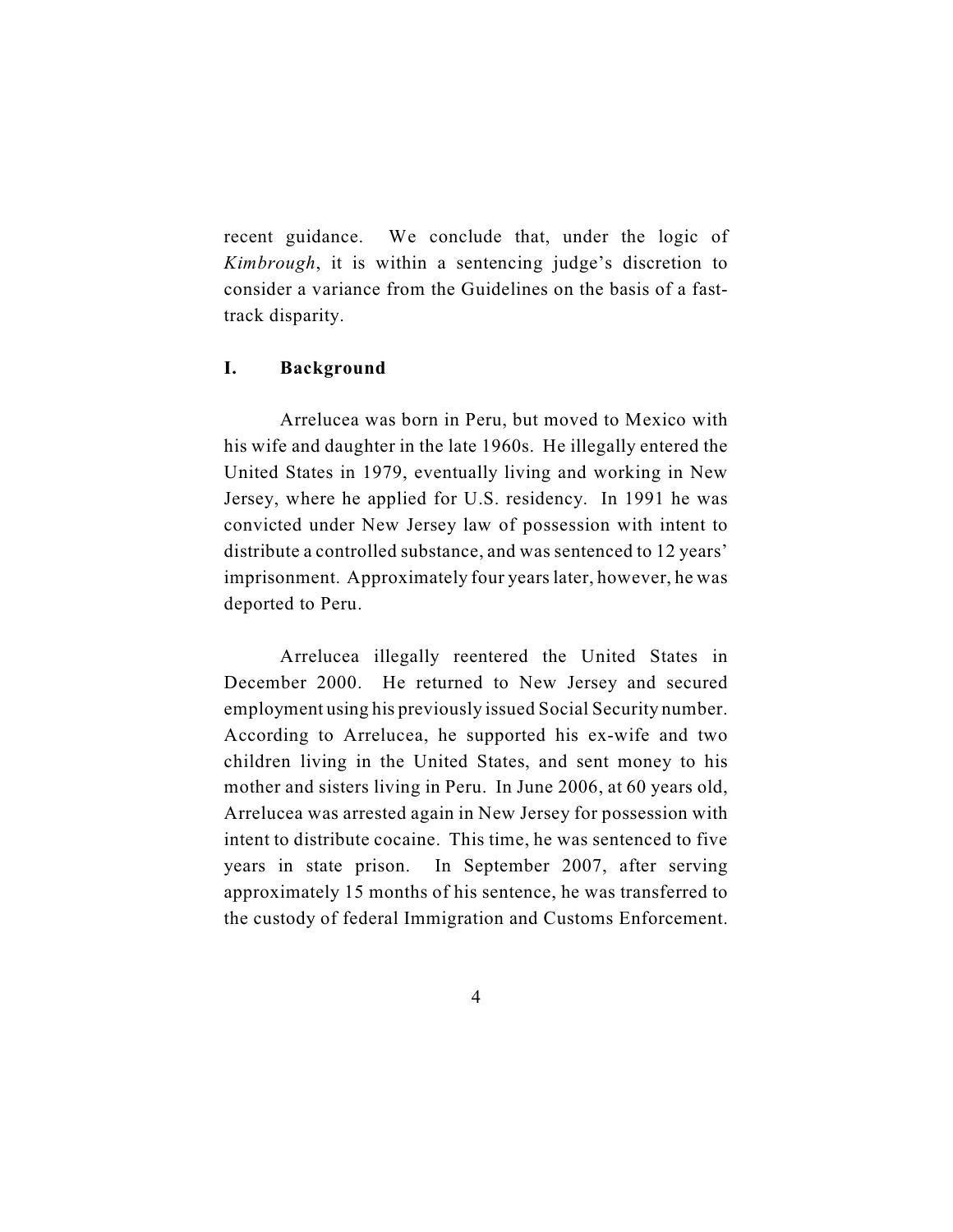recent guidance. We conclude that, under the logic of *Kimbrough*, it is within a sentencing judge's discretion to consider a variance from the Guidelines on the basis of a fast-track disparity.

## I. Background

Arrelucea was born in Peru, but moved to Mexico with his wife and daughter in the late 1960s. He illegally entered the United States in 1979, eventually living and working in New Jersey, where he applied for U.S. residency. In 1991 he was convicted under New Jersey law of possession with intent to distribute a controlled substance, and was sentenced to 12 years' imprisonment. Approximately four years later, however, he was deported to Peru.

Arrelucea illegally reentered the United States in December 2000. He returned to New Jersey and secured employment using his previously issued Social Security number. According to Arrelucea, he supported his ex-wife and two children living in the United States, and sent money to his mother and sisters living in Peru. In June 2006, at 60 years old, Arrelucea was arrested again in New Jersey for possession with intent to distribute cocaine. This time, he was sentenced to five years in state prison. In September 2007, after serving approximately 15 months of his sentence, he was transferred to the custody of federal Immigration and Customs Enforcement.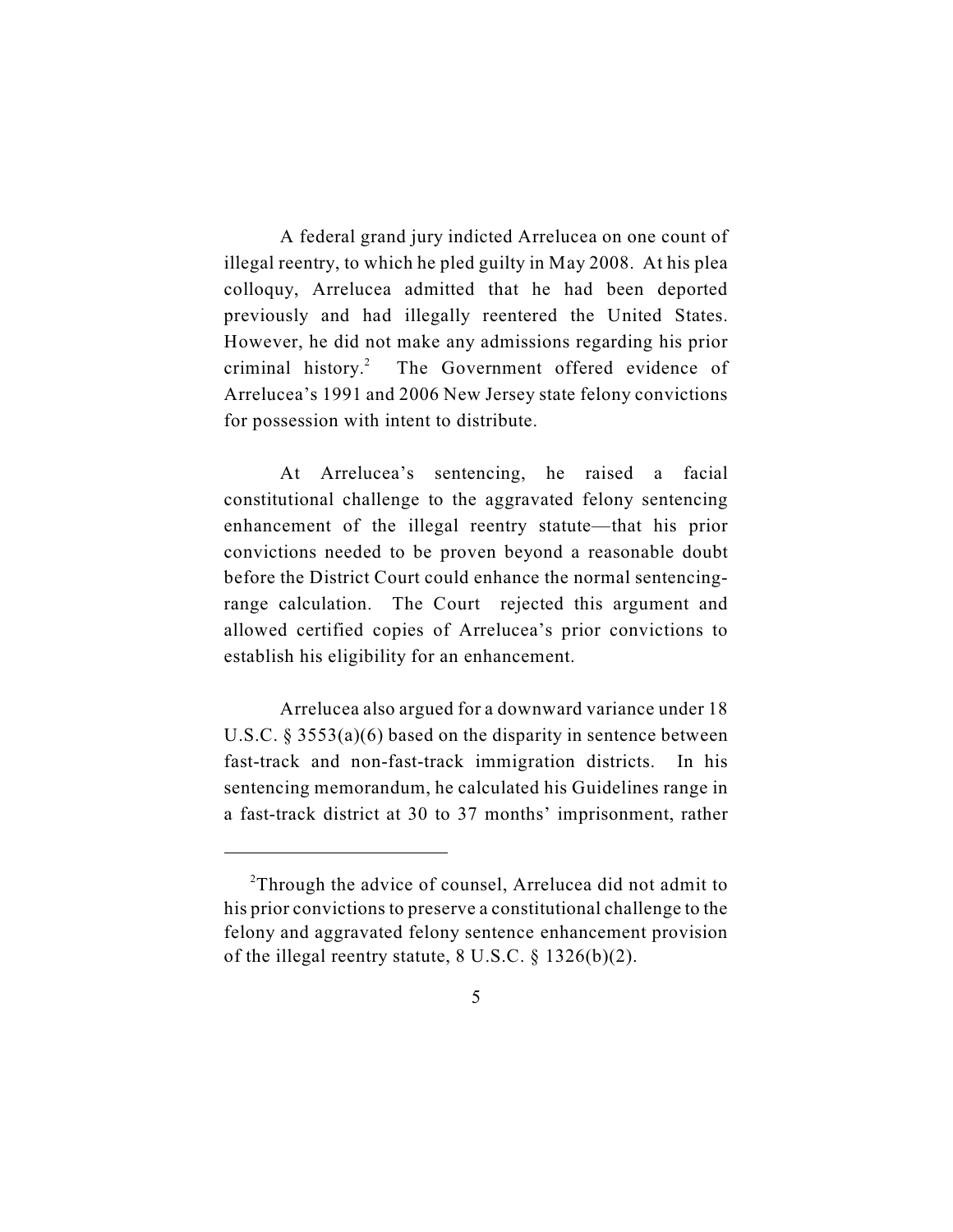A federal grand jury indicted Arrelucea on one count of illegal reentry, to which he pled guilty in May 2008. At his plea colloquy, Arrelucea admitted that he had been deported previously and had illegally reentered the United States. However, he did not make any admissions regarding his prior criminal history.[2] The Government offered evidence of Arrelucea's 1991 and 2006 New Jersey state felony convictions for possession with intent to distribute.

At Arrelucea's sentencing, he raised a facial constitutional challenge to the aggravated felony sentencing enhancement of the illegal reentry statute—that his prior convictions needed to be proven beyond a reasonable doubt before the District Court could enhance the normal sentencing-range calculation. The Court rejected this argument and allowed certified copies of Arrelucea's prior convictions to establish his eligibility for an enhancement.

Arrelucea also argued for a downward variance under 18 U.S.C. § 3553(a)(6) based on the disparity in sentence between fast-track and non-fast-track immigration districts. In his sentencing memorandum, he calculated his Guidelines range in a fast-track district at 30 to 37 months' imprisonment, rather

---

[2]Through the advice of counsel, Arrelucea did not admit to his prior convictions to preserve a constitutional challenge to the felony and aggravated felony sentence enhancement provision of the illegal reentry statute, 8 U.S.C. § 1326(b)(2).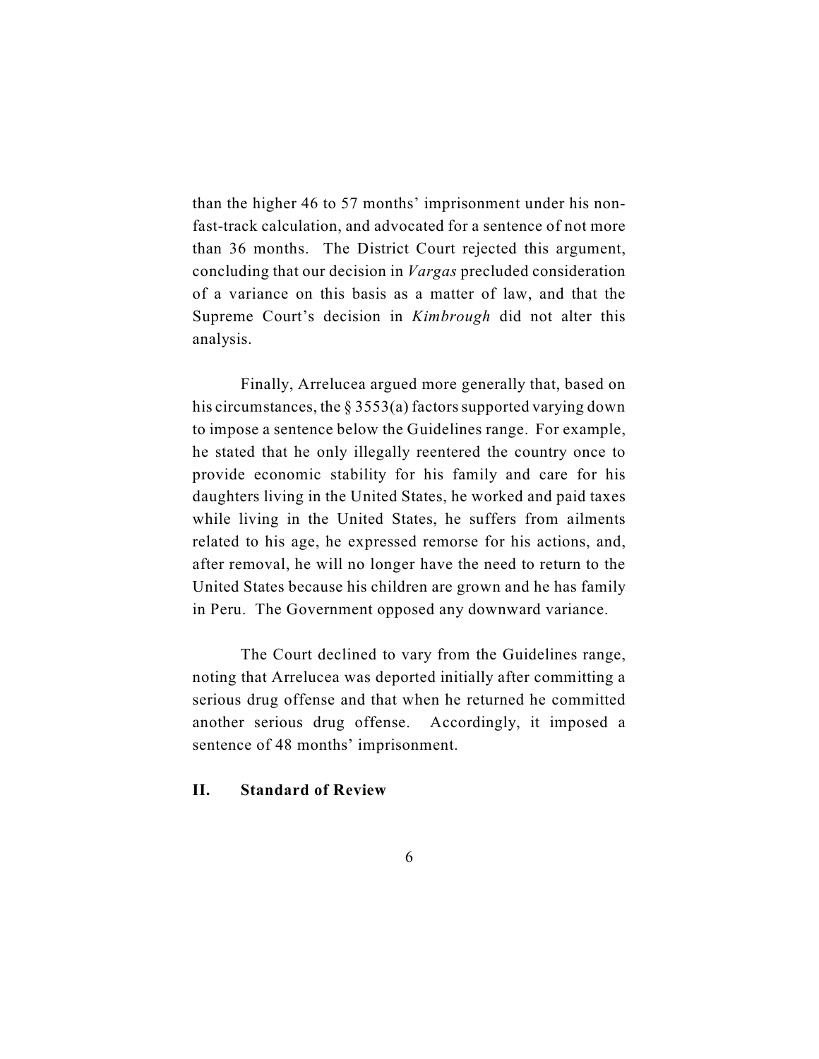than the higher 46 to 57 months' imprisonment under his non-fast-track calculation, and advocated for a sentence of not more than 36 months. The District Court rejected this argument, concluding that our decision in *Vargas* precluded consideration of a variance on this basis as a matter of law, and that the Supreme Court's decision in *Kimbrough* did not alter this analysis.

Finally, Arrelucea argued more generally that, based on his circumstances, the § 3553(a) factors supported varying down to impose a sentence below the Guidelines range. For example, he stated that he only illegally reentered the country once to provide economic stability for his family and care for his daughters living in the United States, he worked and paid taxes while living in the United States, he suffers from ailments related to his age, he expressed remorse for his actions, and, after removal, he will no longer have the need to return to the United States because his children are grown and he has family in Peru. The Government opposed any downward variance.

The Court declined to vary from the Guidelines range, noting that Arrelucea was deported initially after committing a serious drug offense and that when he returned he committed another serious drug offense. Accordingly, it imposed a sentence of 48 months' imprisonment.

## II. Standard of Review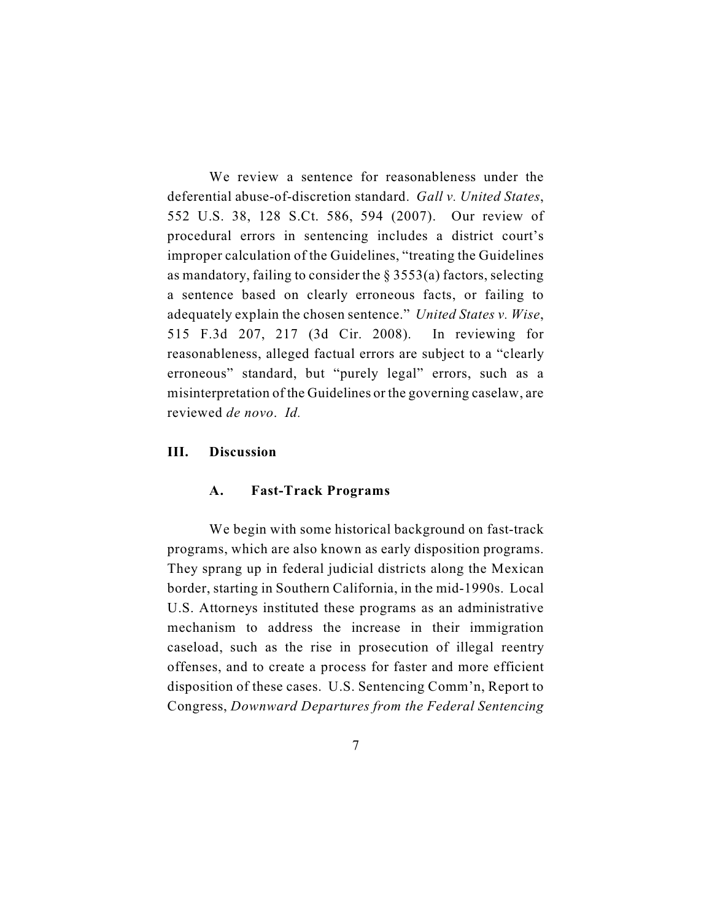We review a sentence for reasonableness under the deferential abuse-of-discretion standard. *Gall v. United States*, 552 U.S. 38, 128 S.Ct. 586, 594 (2007). Our review of procedural errors in sentencing includes a district court's improper calculation of the Guidelines, "treating the Guidelines as mandatory, failing to consider the § 3553(a) factors, selecting a sentence based on clearly erroneous facts, or failing to adequately explain the chosen sentence." *United States v. Wise*, 515 F.3d 207, 217 (3d Cir. 2008). In reviewing for reasonableness, alleged factual errors are subject to a "clearly erroneous" standard, but "purely legal" errors, such as a misinterpretation of the Guidelines or the governing caselaw, are reviewed *de novo*. *Id.*

## III. Discussion

### A. Fast-Track Programs

We begin with some historical background on fast-track programs, which are also known as early disposition programs. They sprang up in federal judicial districts along the Mexican border, starting in Southern California, in the mid-1990s. Local U.S. Attorneys instituted these programs as an administrative mechanism to address the increase in their immigration caseload, such as the rise in prosecution of illegal reentry offenses, and to create a process for faster and more efficient disposition of these cases. U.S. Sentencing Comm'n, Report to Congress, *Downward Departures from the Federal Sentencing*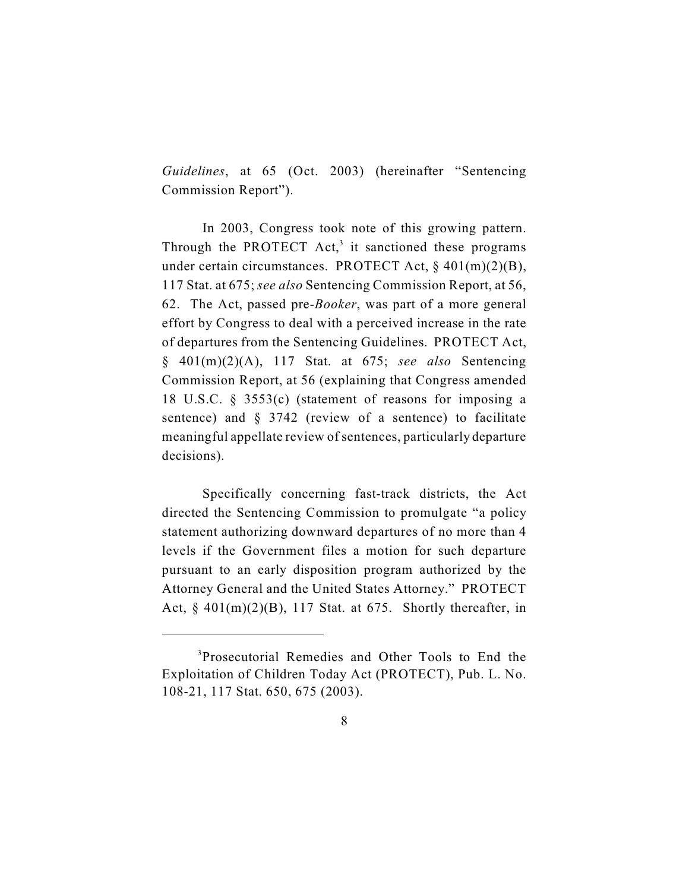*Guidelines*, at 65 (Oct. 2003) (hereinafter "Sentencing Commission Report").

In 2003, Congress took note of this growing pattern. Through the PROTECT Act,[3] it sanctioned these programs under certain circumstances. PROTECT Act, § 401(m)(2)(B), 117 Stat. at 675; *see also* Sentencing Commission Report, at 56, 62. The Act, passed pre-*Booker*, was part of a more general effort by Congress to deal with a perceived increase in the rate of departures from the Sentencing Guidelines. PROTECT Act, § 401(m)(2)(A), 117 Stat. at 675; *see also* Sentencing Commission Report, at 56 (explaining that Congress amended 18 U.S.C. § 3553(c) (statement of reasons for imposing a sentence) and § 3742 (review of a sentence) to facilitate meaningful appellate review of sentences, particularly departure decisions).

Specifically concerning fast-track districts, the Act directed the Sentencing Commission to promulgate "a policy statement authorizing downward departures of no more than 4 levels if the Government files a motion for such departure pursuant to an early disposition program authorized by the Attorney General and the United States Attorney." PROTECT Act, § 401(m)(2)(B), 117 Stat. at 675. Shortly thereafter, in

---

[3] Prosecutorial Remedies and Other Tools to End the Exploitation of Children Today Act (PROTECT), Pub. L. No. 108-21, 117 Stat. 650, 675 (2003).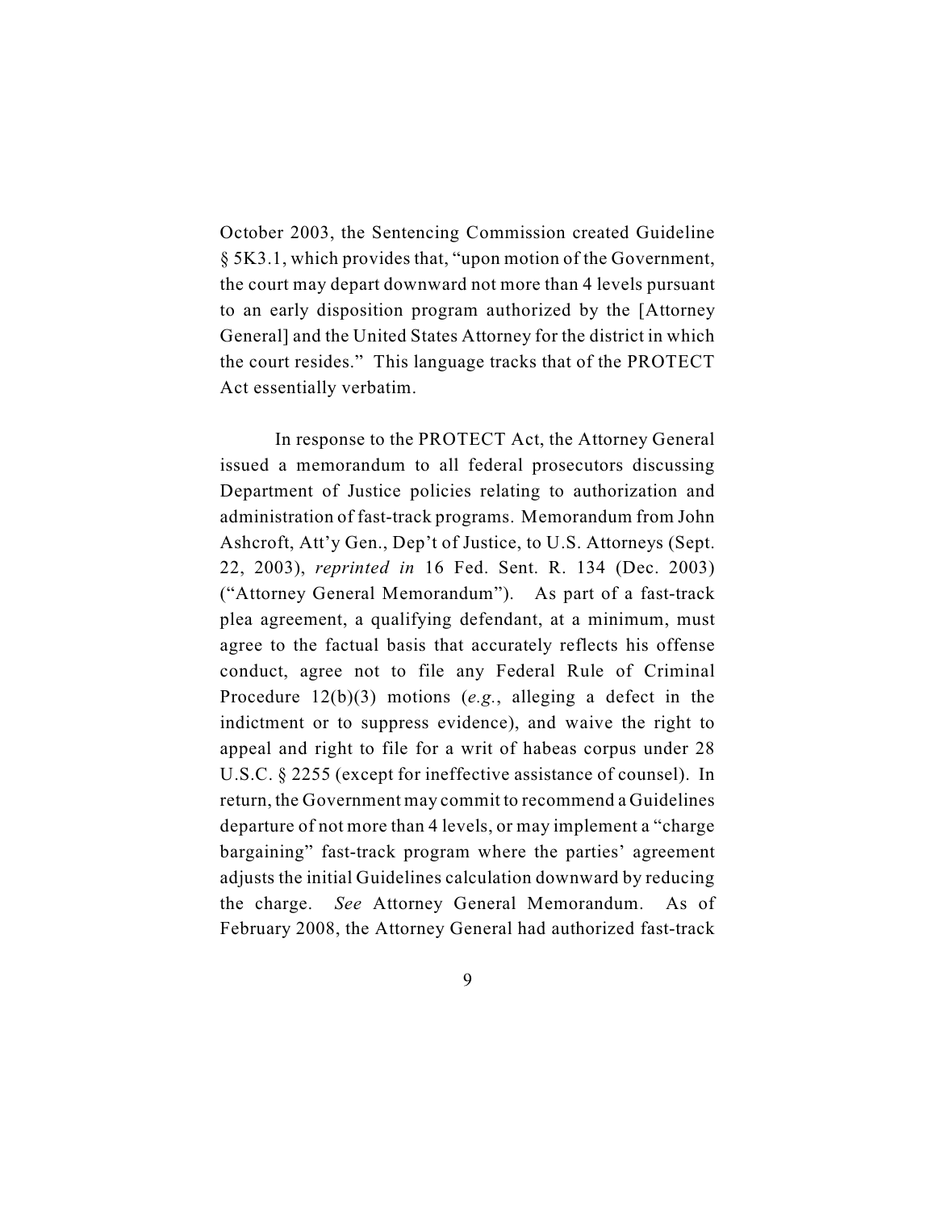October 2003, the Sentencing Commission created Guideline § 5K3.1, which provides that, "upon motion of the Government, the court may depart downward not more than 4 levels pursuant to an early disposition program authorized by the [Attorney General] and the United States Attorney for the district in which the court resides." This language tracks that of the PROTECT Act essentially verbatim.

In response to the PROTECT Act, the Attorney General issued a memorandum to all federal prosecutors discussing Department of Justice policies relating to authorization and administration of fast-track programs. Memorandum from John Ashcroft, Att'y Gen., Dep't of Justice, to U.S. Attorneys (Sept. 22, 2003), *reprinted in* 16 Fed. Sent. R. 134 (Dec. 2003) ("Attorney General Memorandum"). As part of a fast-track plea agreement, a qualifying defendant, at a minimum, must agree to the factual basis that accurately reflects his offense conduct, agree not to file any Federal Rule of Criminal Procedure 12(b)(3) motions (*e.g.*, alleging a defect in the indictment or to suppress evidence), and waive the right to appeal and right to file for a writ of habeas corpus under 28 U.S.C. § 2255 (except for ineffective assistance of counsel). In return, the Government may commit to recommend a Guidelines departure of not more than 4 levels, or may implement a "charge bargaining" fast-track program where the parties' agreement adjusts the initial Guidelines calculation downward by reducing the charge. *See* Attorney General Memorandum. As of February 2008, the Attorney General had authorized fast-track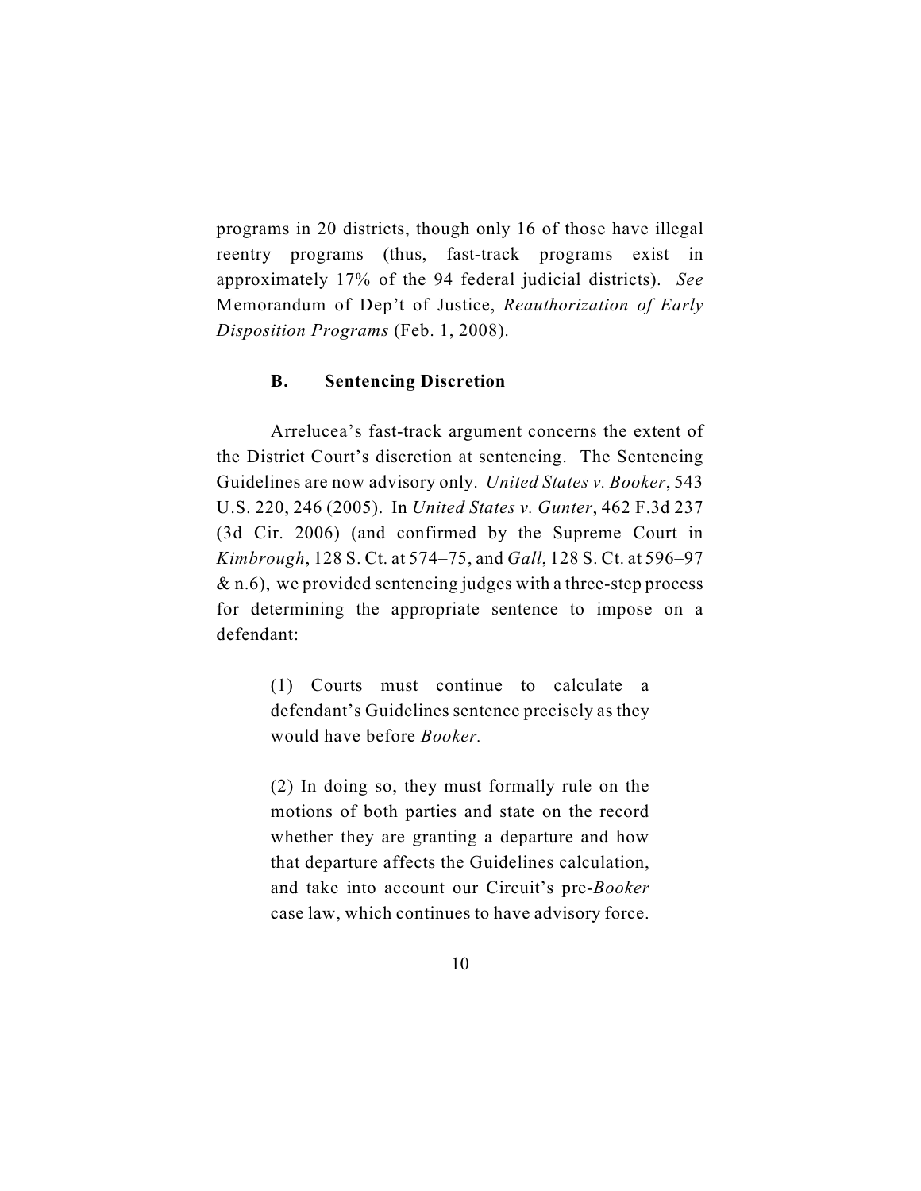programs in 20 districts, though only 16 of those have illegal reentry programs (thus, fast-track programs exist in approximately 17% of the 94 federal judicial districts). *See* Memorandum of Dep't of Justice, *Reauthorization of Early Disposition Programs* (Feb. 1, 2008).

### B. Sentencing Discretion

Arrelucea's fast-track argument concerns the extent of the District Court's discretion at sentencing. The Sentencing Guidelines are now advisory only. *United States v. Booker*, 543 U.S. 220, 246 (2005). In *United States v. Gunter*, 462 F.3d 237 (3d Cir. 2006) (and confirmed by the Supreme Court in *Kimbrough*, 128 S. Ct. at 574–75, and *Gall*, 128 S. Ct. at 596–97 & n.6), we provided sentencing judges with a three-step process for determining the appropriate sentence to impose on a defendant:

> (1) Courts must continue to calculate a defendant's Guidelines sentence precisely as they would have before *Booker.*
>
> (2) In doing so, they must formally rule on the motions of both parties and state on the record whether they are granting a departure and how that departure affects the Guidelines calculation, and take into account our Circuit's pre-*Booker* case law, which continues to have advisory force.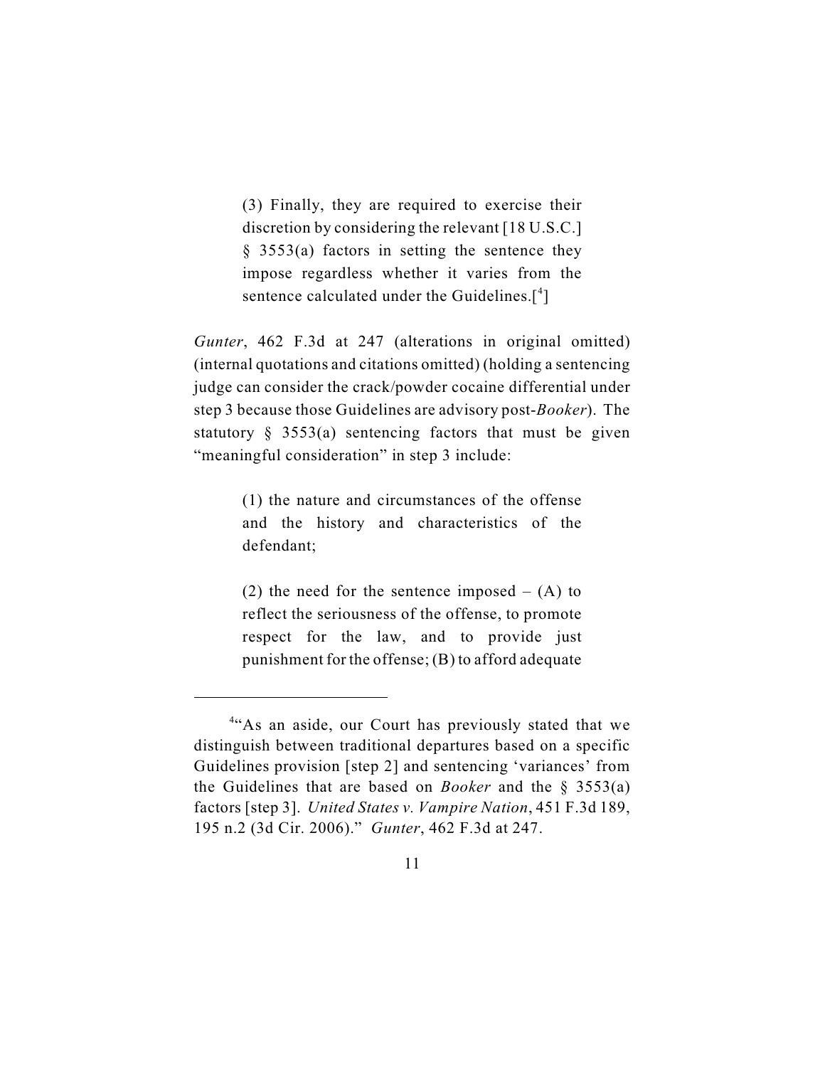> (3) Finally, they are required to exercise their discretion by considering the relevant [18 U.S.C.] § 3553(a) factors in setting the sentence they impose regardless whether it varies from the sentence calculated under the Guidelines.[4]

*Gunter*, 462 F.3d at 247 (alterations in original omitted) (internal quotations and citations omitted) (holding a sentencing judge can consider the crack/powder cocaine differential under step 3 because those Guidelines are advisory post-*Booker*). The statutory § 3553(a) sentencing factors that must be given "meaningful consideration" in step 3 include:

> (1) the nature and circumstances of the offense and the history and characteristics of the defendant;
>
> (2) the need for the sentence imposed – (A) to reflect the seriousness of the offense, to promote respect for the law, and to provide just punishment for the offense; (B) to afford adequate

---

[4]"As an aside, our Court has previously stated that we distinguish between traditional departures based on a specific Guidelines provision [step 2] and sentencing 'variances' from the Guidelines that are based on *Booker* and the § 3553(a) factors [step 3]. *United States v. Vampire Nation*, 451 F.3d 189, 195 n.2 (3d Cir. 2006)." *Gunter*, 462 F.3d at 247.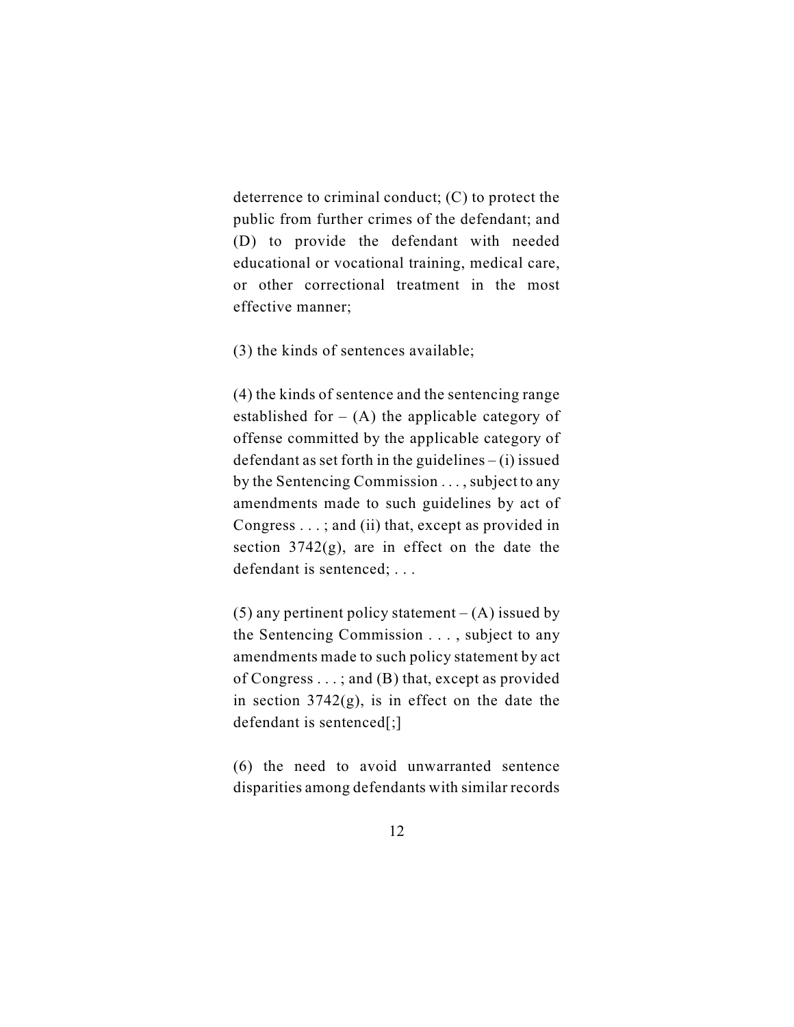deterrence to criminal conduct; (C) to protect the public from further crimes of the defendant; and (D) to provide the defendant with needed educational or vocational training, medical care, or other correctional treatment in the most effective manner;

(3) the kinds of sentences available;

(4) the kinds of sentence and the sentencing range established for – (A) the applicable category of offense committed by the applicable category of defendant as set forth in the guidelines – (i) issued by the Sentencing Commission . . . , subject to any amendments made to such guidelines by act of Congress . . . ; and (ii) that, except as provided in section 3742(g), are in effect on the date the defendant is sentenced; . . .

(5) any pertinent policy statement – (A) issued by the Sentencing Commission . . . , subject to any amendments made to such policy statement by act of Congress . . . ; and (B) that, except as provided in section 3742(g), is in effect on the date the defendant is sentenced[;]

(6) the need to avoid unwarranted sentence disparities among defendants with similar records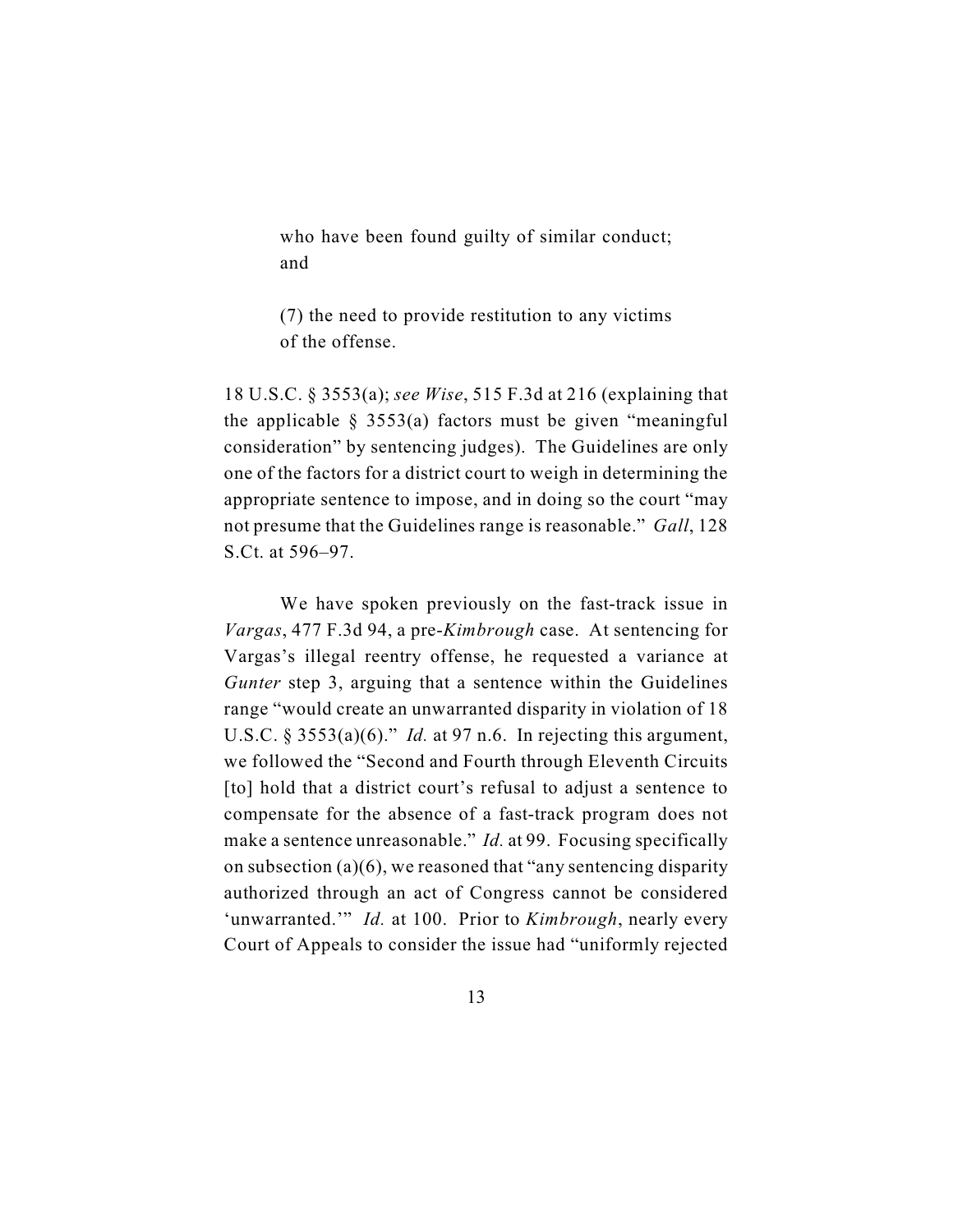> who have been found guilty of similar conduct; and
>
> (7) the need to provide restitution to any victims of the offense.

18 U.S.C. § 3553(a); *see Wise*, 515 F.3d at 216 (explaining that the applicable § 3553(a) factors must be given "meaningful consideration" by sentencing judges). The Guidelines are only one of the factors for a district court to weigh in determining the appropriate sentence to impose, and in doing so the court "may not presume that the Guidelines range is reasonable." *Gall*, 128 S.Ct. at 596–97.

We have spoken previously on the fast-track issue in *Vargas*, 477 F.3d 94, a pre-*Kimbrough* case. At sentencing for Vargas's illegal reentry offense, he requested a variance at *Gunter* step 3, arguing that a sentence within the Guidelines range "would create an unwarranted disparity in violation of 18 U.S.C. § 3553(a)(6)." *Id.* at 97 n.6. In rejecting this argument, we followed the "Second and Fourth through Eleventh Circuits [to] hold that a district court's refusal to adjust a sentence to compensate for the absence of a fast-track program does not make a sentence unreasonable." *Id.* at 99. Focusing specifically on subsection (a)(6), we reasoned that "any sentencing disparity authorized through an act of Congress cannot be considered 'unwarranted.'" *Id.* at 100. Prior to *Kimbrough*, nearly every Court of Appeals to consider the issue had "uniformly rejected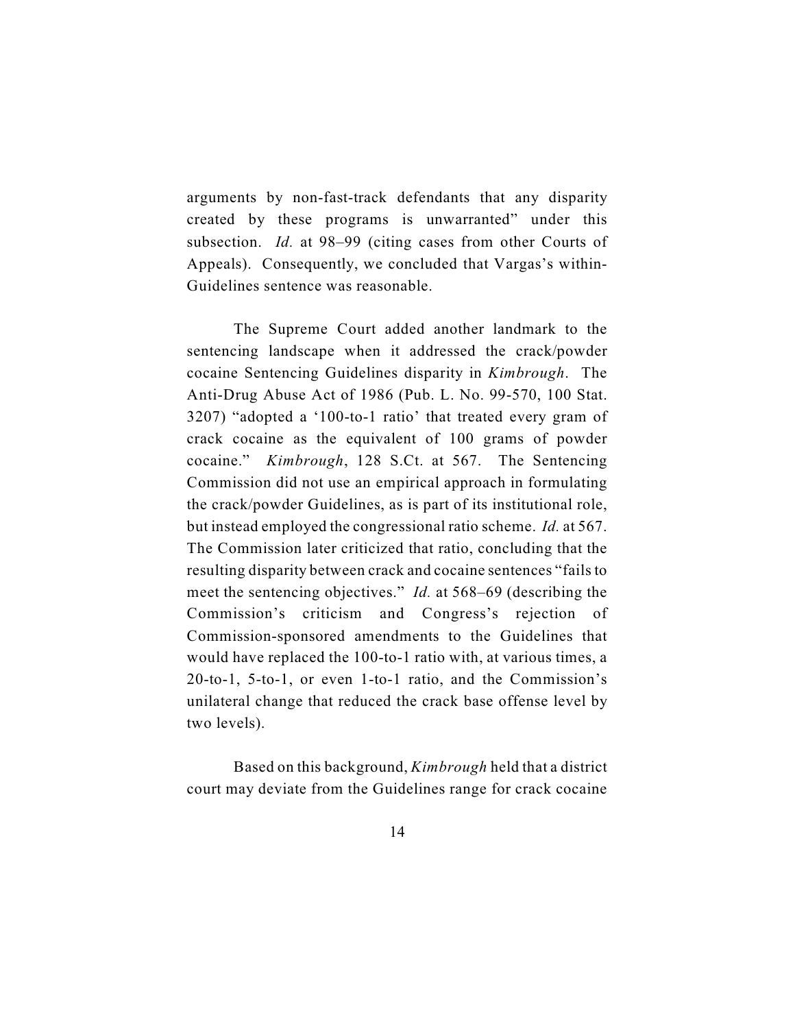arguments by non-fast-track defendants that any disparity created by these programs is unwarranted" under this subsection. *Id.* at 98–99 (citing cases from other Courts of Appeals). Consequently, we concluded that Vargas's within-Guidelines sentence was reasonable.

The Supreme Court added another landmark to the sentencing landscape when it addressed the crack/powder cocaine Sentencing Guidelines disparity in *Kimbrough*. The Anti-Drug Abuse Act of 1986 (Pub. L. No. 99-570, 100 Stat. 3207) "adopted a '100-to-1 ratio' that treated every gram of crack cocaine as the equivalent of 100 grams of powder cocaine." *Kimbrough*, 128 S.Ct. at 567. The Sentencing Commission did not use an empirical approach in formulating the crack/powder Guidelines, as is part of its institutional role, but instead employed the congressional ratio scheme. *Id.* at 567. The Commission later criticized that ratio, concluding that the resulting disparity between crack and cocaine sentences "fails to meet the sentencing objectives." *Id.* at 568–69 (describing the Commission's criticism and Congress's rejection of Commission-sponsored amendments to the Guidelines that would have replaced the 100-to-1 ratio with, at various times, a 20-to-1, 5-to-1, or even 1-to-1 ratio, and the Commission's unilateral change that reduced the crack base offense level by two levels).

Based on this background, *Kimbrough* held that a district court may deviate from the Guidelines range for crack cocaine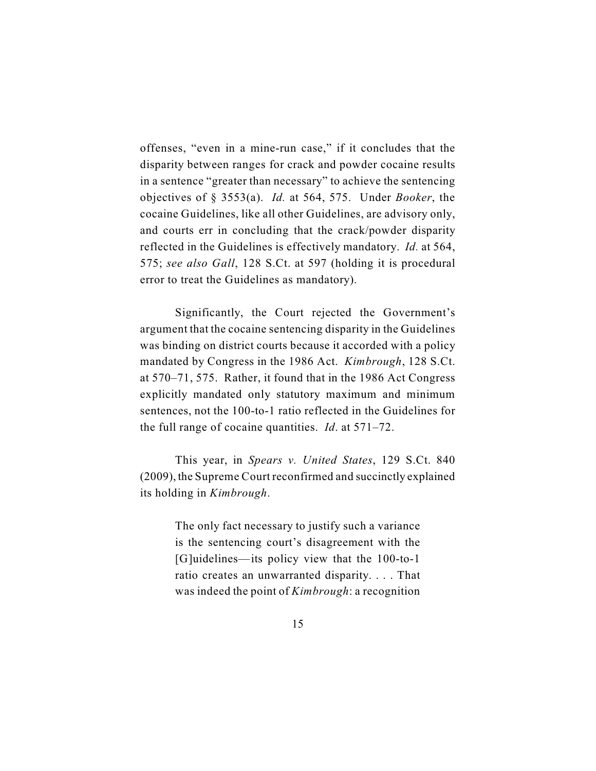offenses, "even in a mine-run case," if it concludes that the disparity between ranges for crack and powder cocaine results in a sentence "greater than necessary" to achieve the sentencing objectives of § 3553(a). *Id.* at 564, 575. Under *Booker*, the cocaine Guidelines, like all other Guidelines, are advisory only, and courts err in concluding that the crack/powder disparity reflected in the Guidelines is effectively mandatory. *Id.* at 564, 575; *see also Gall*, 128 S.Ct. at 597 (holding it is procedural error to treat the Guidelines as mandatory).

Significantly, the Court rejected the Government's argument that the cocaine sentencing disparity in the Guidelines was binding on district courts because it accorded with a policy mandated by Congress in the 1986 Act. *Kimbrough*, 128 S.Ct. at 570–71, 575. Rather, it found that in the 1986 Act Congress explicitly mandated only statutory maximum and minimum sentences, not the 100-to-1 ratio reflected in the Guidelines for the full range of cocaine quantities. *Id*. at 571–72.

This year, in *Spears v. United States*, 129 S.Ct. 840 (2009), the Supreme Court reconfirmed and succinctly explained its holding in *Kimbrough*.

> The only fact necessary to justify such a variance is the sentencing court's disagreement with the [G]uidelines—its policy view that the 100-to-1 ratio creates an unwarranted disparity. . . . That was indeed the point of *Kimbrough*: a recognition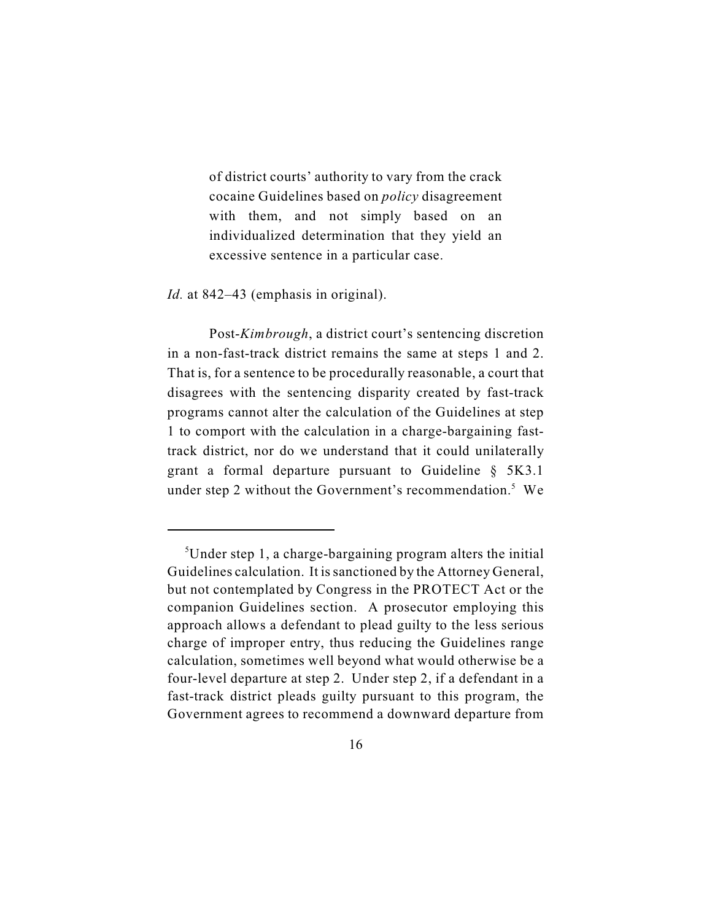> of district courts' authority to vary from the crack cocaine Guidelines based on *policy* disagreement with them, and not simply based on an individualized determination that they yield an excessive sentence in a particular case.

*Id.* at 842–43 (emphasis in original).

Post-*Kimbrough*, a district court's sentencing discretion in a non-fast-track district remains the same at steps 1 and 2. That is, for a sentence to be procedurally reasonable, a court that disagrees with the sentencing disparity created by fast-track programs cannot alter the calculation of the Guidelines at step 1 to comport with the calculation in a charge-bargaining fast-track district, nor do we understand that it could unilaterally grant a formal departure pursuant to Guideline § 5K3.1 under step 2 without the Government's recommendation.[5] We

---

[5]Under step 1, a charge-bargaining program alters the initial Guidelines calculation. It is sanctioned by the Attorney General, but not contemplated by Congress in the PROTECT Act or the companion Guidelines section. A prosecutor employing this approach allows a defendant to plead guilty to the less serious charge of improper entry, thus reducing the Guidelines range calculation, sometimes well beyond what would otherwise be a four-level departure at step 2. Under step 2, if a defendant in a fast-track district pleads guilty pursuant to this program, the Government agrees to recommend a downward departure from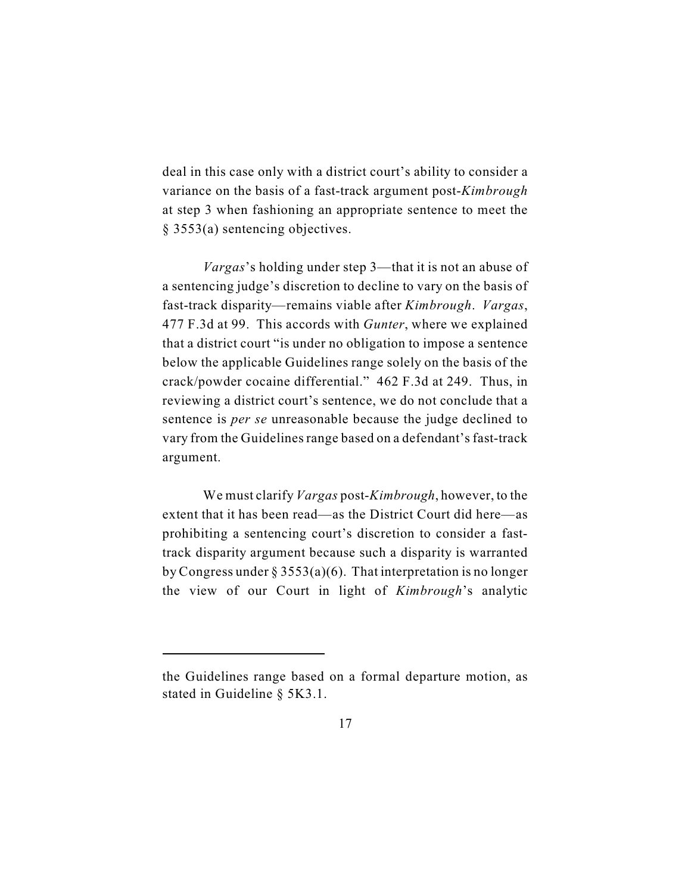deal in this case only with a district court's ability to consider a variance on the basis of a fast-track argument post-*Kimbrough* at step 3 when fashioning an appropriate sentence to meet the § 3553(a) sentencing objectives.

*Vargas*'s holding under step 3—that it is not an abuse of a sentencing judge's discretion to decline to vary on the basis of fast-track disparity—remains viable after *Kimbrough*. *Vargas*, 477 F.3d at 99. This accords with *Gunter*, where we explained that a district court "is under no obligation to impose a sentence below the applicable Guidelines range solely on the basis of the crack/powder cocaine differential." 462 F.3d at 249. Thus, in reviewing a district court's sentence, we do not conclude that a sentence is *per se* unreasonable because the judge declined to vary from the Guidelines range based on a defendant's fast-track argument.

We must clarify *Vargas* post-*Kimbrough*, however, to the extent that it has been read—as the District Court did here—as prohibiting a sentencing court's discretion to consider a fast-track disparity argument because such a disparity is warranted by Congress under § 3553(a)(6). That interpretation is no longer the view of our Court in light of *Kimbrough*'s analytic

---

the Guidelines range based on a formal departure motion, as stated in Guideline § 5K3.1.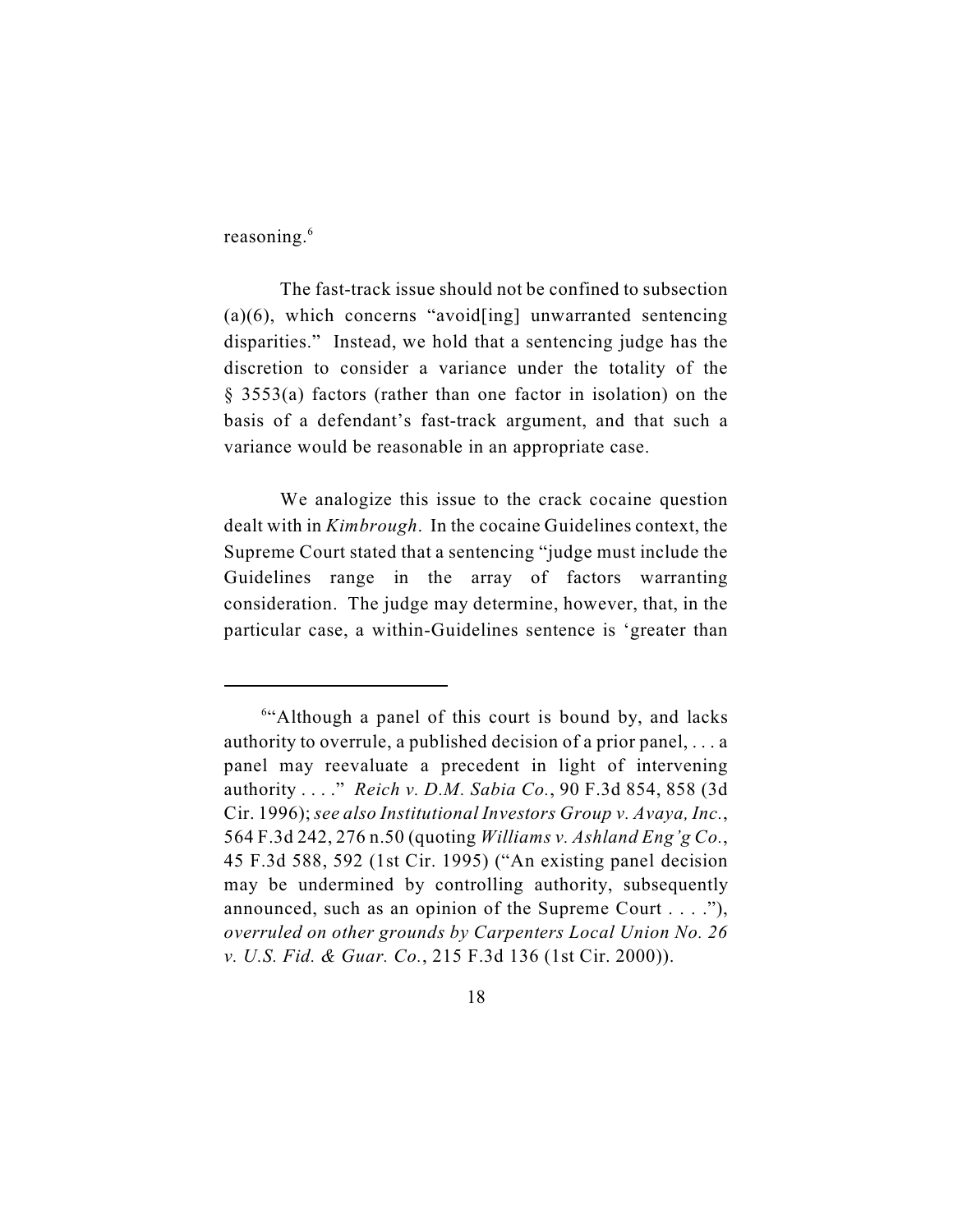reasoning.[6]

The fast-track issue should not be confined to subsection (a)(6), which concerns "avoid[ing] unwarranted sentencing disparities." Instead, we hold that a sentencing judge has the discretion to consider a variance under the totality of the § 3553(a) factors (rather than one factor in isolation) on the basis of a defendant's fast-track argument, and that such a variance would be reasonable in an appropriate case.

We analogize this issue to the crack cocaine question dealt with in *Kimbrough*. In the cocaine Guidelines context, the Supreme Court stated that a sentencing "judge must include the Guidelines range in the array of factors warranting consideration. The judge may determine, however, that, in the particular case, a within-Guidelines sentence is 'greater than

---

[6] "Although a panel of this court is bound by, and lacks authority to overrule, a published decision of a prior panel, . . . a panel may reevaluate a precedent in light of intervening authority . . . ." *Reich v. D.M. Sabia Co.*, 90 F.3d 854, 858 (3d Cir. 1996); *see also Institutional Investors Group v. Avaya, Inc.*, 564 F.3d 242, 276 n.50 (quoting *Williams v. Ashland Eng'g Co.*, 45 F.3d 588, 592 (1st Cir. 1995) ("An existing panel decision may be undermined by controlling authority, subsequently announced, such as an opinion of the Supreme Court . . . ."), *overruled on other grounds by Carpenters Local Union No. 26 v. U.S. Fid. & Guar. Co.*, 215 F.3d 136 (1st Cir. 2000)).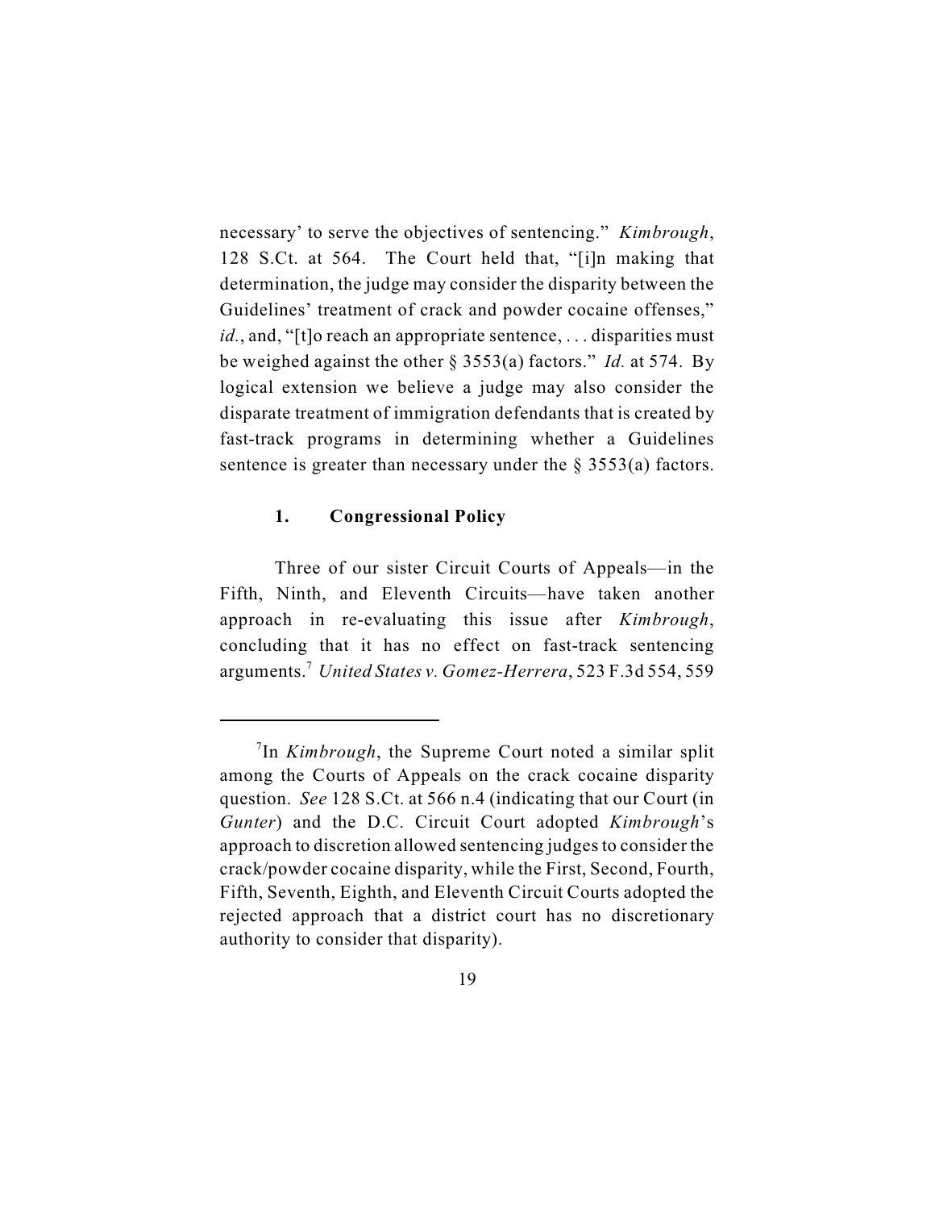necessary' to serve the objectives of sentencing." *Kimbrough*, 128 S.Ct. at 564. The Court held that, "[i]n making that determination, the judge may consider the disparity between the Guidelines' treatment of crack and powder cocaine offenses," *id.*, and, "[t]o reach an appropriate sentence, . . . disparities must be weighed against the other § 3553(a) factors." *Id.* at 574. By logical extension we believe a judge may also consider the disparate treatment of immigration defendants that is created by fast-track programs in determining whether a Guidelines sentence is greater than necessary under the § 3553(a) factors.

### 1. Congressional Policy

Three of our sister Circuit Courts of Appeals—in the Fifth, Ninth, and Eleventh Circuits—have taken another approach in re-evaluating this issue after *Kimbrough*, concluding that it has no effect on fast-track sentencing arguments.[7] *United States v. Gomez-Herrera*, 523 F.3d 554, 559

---

[7]In *Kimbrough*, the Supreme Court noted a similar split among the Courts of Appeals on the crack cocaine disparity question. *See* 128 S.Ct. at 566 n.4 (indicating that our Court (in *Gunter*) and the D.C. Circuit Court adopted *Kimbrough*'s approach to discretion allowed sentencing judges to consider the crack/powder cocaine disparity, while the First, Second, Fourth, Fifth, Seventh, Eighth, and Eleventh Circuit Courts adopted the rejected approach that a district court has no discretionary authority to consider that disparity).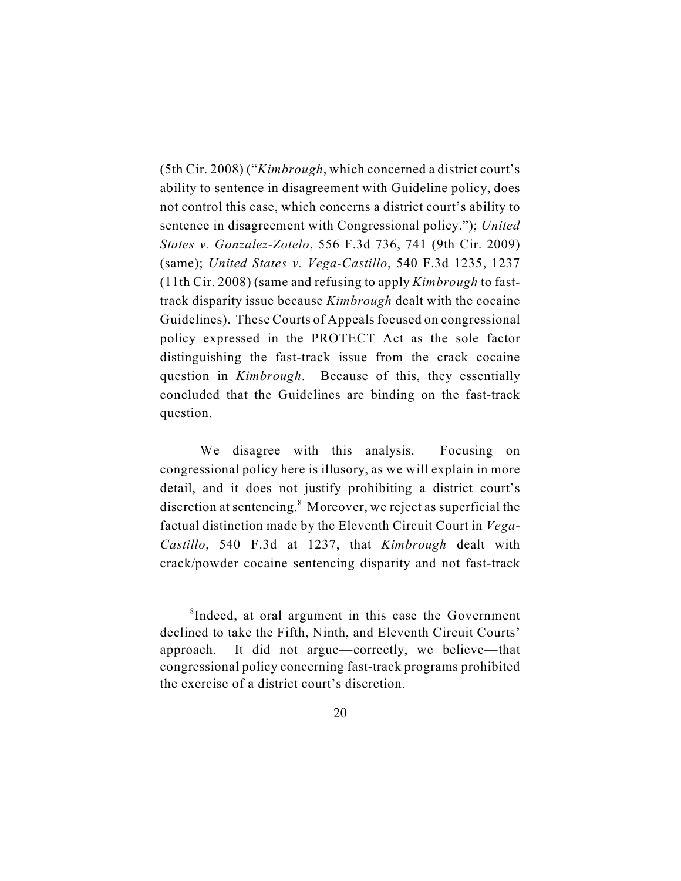(5th Cir. 2008) ("*Kimbrough*, which concerned a district court's ability to sentence in disagreement with Guideline policy, does not control this case, which concerns a district court's ability to sentence in disagreement with Congressional policy."); *United States v. Gonzalez-Zotelo*, 556 F.3d 736, 741 (9th Cir. 2009) (same); *United States v. Vega-Castillo*, 540 F.3d 1235, 1237 (11th Cir. 2008) (same and refusing to apply *Kimbrough* to fast-track disparity issue because *Kimbrough* dealt with the cocaine Guidelines). These Courts of Appeals focused on congressional policy expressed in the PROTECT Act as the sole factor distinguishing the fast-track issue from the crack cocaine question in *Kimbrough*. Because of this, they essentially concluded that the Guidelines are binding on the fast-track question.

We disagree with this analysis. Focusing on congressional policy here is illusory, as we will explain in more detail, and it does not justify prohibiting a district court's discretion at sentencing.[8] Moreover, we reject as superficial the factual distinction made by the Eleventh Circuit Court in *Vega-Castillo*, 540 F.3d at 1237, that *Kimbrough* dealt with crack/powder cocaine sentencing disparity and not fast-track

---

[8]Indeed, at oral argument in this case the Government declined to take the Fifth, Ninth, and Eleventh Circuit Courts' approach. It did not argue—correctly, we believe—that congressional policy concerning fast-track programs prohibited the exercise of a district court's discretion.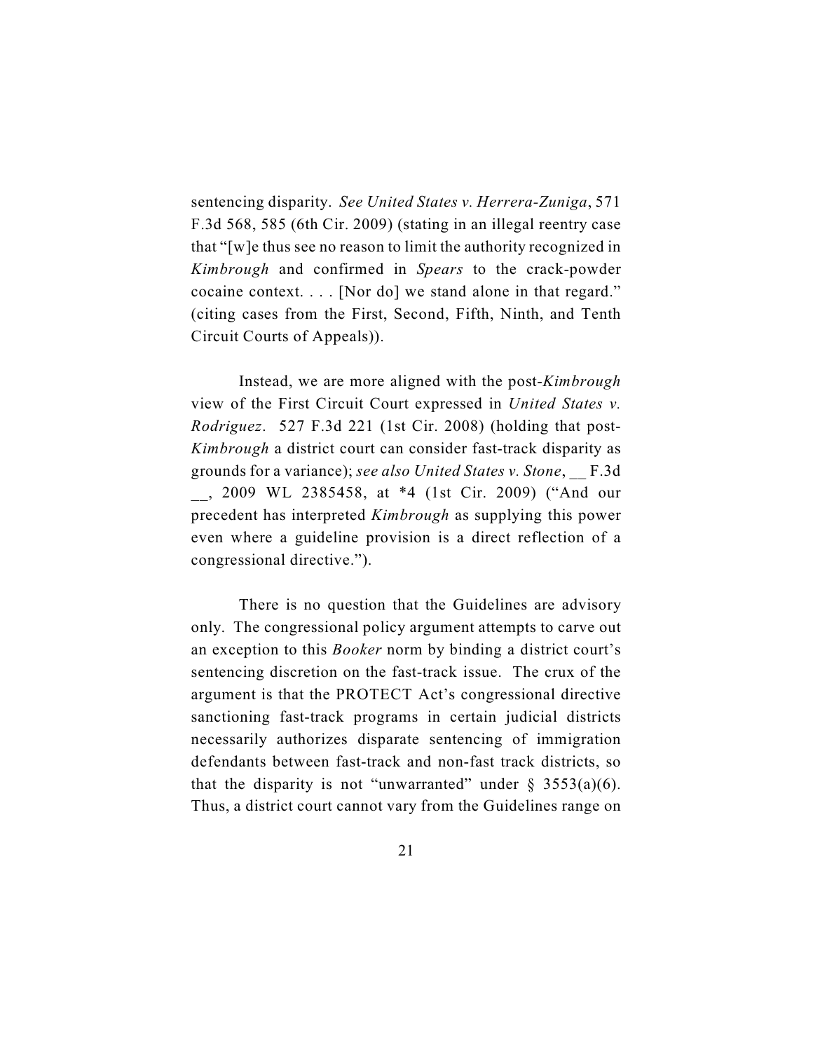sentencing disparity. *See United States v. Herrera-Zuniga*, 571 F.3d 568, 585 (6th Cir. 2009) (stating in an illegal reentry case that "[w]e thus see no reason to limit the authority recognized in *Kimbrough* and confirmed in *Spears* to the crack-powder cocaine context. . . . [Nor do] we stand alone in that regard." (citing cases from the First, Second, Fifth, Ninth, and Tenth Circuit Courts of Appeals)).

Instead, we are more aligned with the post-*Kimbrough* view of the First Circuit Court expressed in *United States v. Rodriguez*. 527 F.3d 221 (1st Cir. 2008) (holding that post-*Kimbrough* a district court can consider fast-track disparity as grounds for a variance); *see also United States v. Stone*, __ F.3d __, 2009 WL 2385458, at *4 (1st Cir. 2009) ("And our precedent has interpreted *Kimbrough* as supplying this power even where a guideline provision is a direct reflection of a congressional directive.").

There is no question that the Guidelines are advisory only. The congressional policy argument attempts to carve out an exception to this *Booker* norm by binding a district court's sentencing discretion on the fast-track issue. The crux of the argument is that the PROTECT Act's congressional directive sanctioning fast-track programs in certain judicial districts necessarily authorizes disparate sentencing of immigration defendants between fast-track and non-fast track districts, so that the disparity is not "unwarranted" under § 3553(a)(6). Thus, a district court cannot vary from the Guidelines range on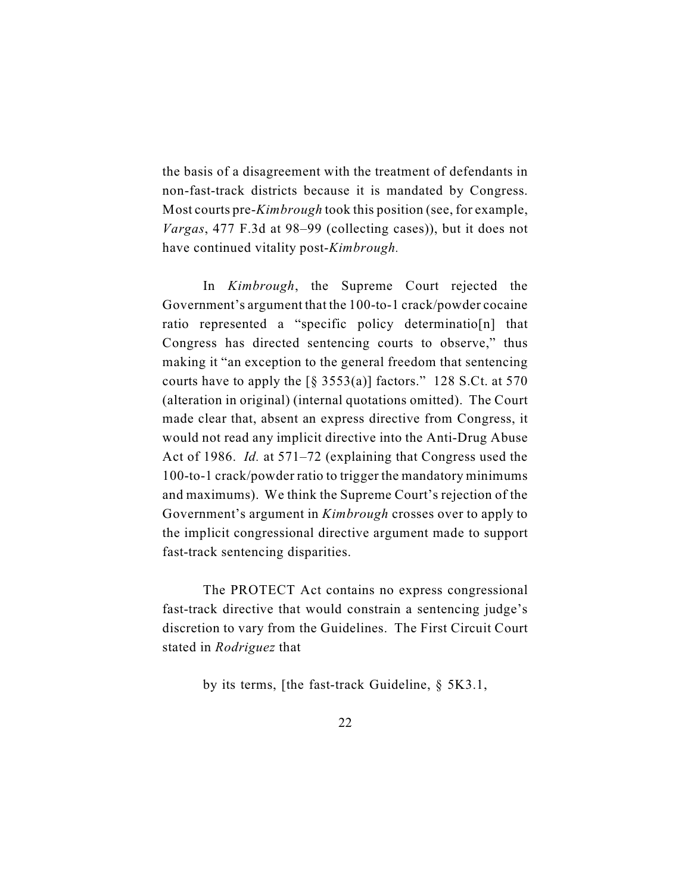the basis of a disagreement with the treatment of defendants in non-fast-track districts because it is mandated by Congress. Most courts pre-*Kimbrough* took this position (see, for example, *Vargas*, 477 F.3d at 98–99 (collecting cases)), but it does not have continued vitality post-*Kimbrough.*

In *Kimbrough*, the Supreme Court rejected the Government's argument that the 100-to-1 crack/powder cocaine ratio represented a "specific policy determinatio[n] that Congress has directed sentencing courts to observe," thus making it "an exception to the general freedom that sentencing courts have to apply the [§ 3553(a)] factors." 128 S.Ct. at 570 (alteration in original) (internal quotations omitted). The Court made clear that, absent an express directive from Congress, it would not read any implicit directive into the Anti-Drug Abuse Act of 1986. *Id.* at 571–72 (explaining that Congress used the 100-to-1 crack/powder ratio to trigger the mandatory minimums and maximums). We think the Supreme Court's rejection of the Government's argument in *Kimbrough* crosses over to apply to the implicit congressional directive argument made to support fast-track sentencing disparities.

The PROTECT Act contains no express congressional fast-track directive that would constrain a sentencing judge's discretion to vary from the Guidelines. The First Circuit Court stated in *Rodriguez* that

> by its terms, [the fast-track Guideline, § 5K3.1,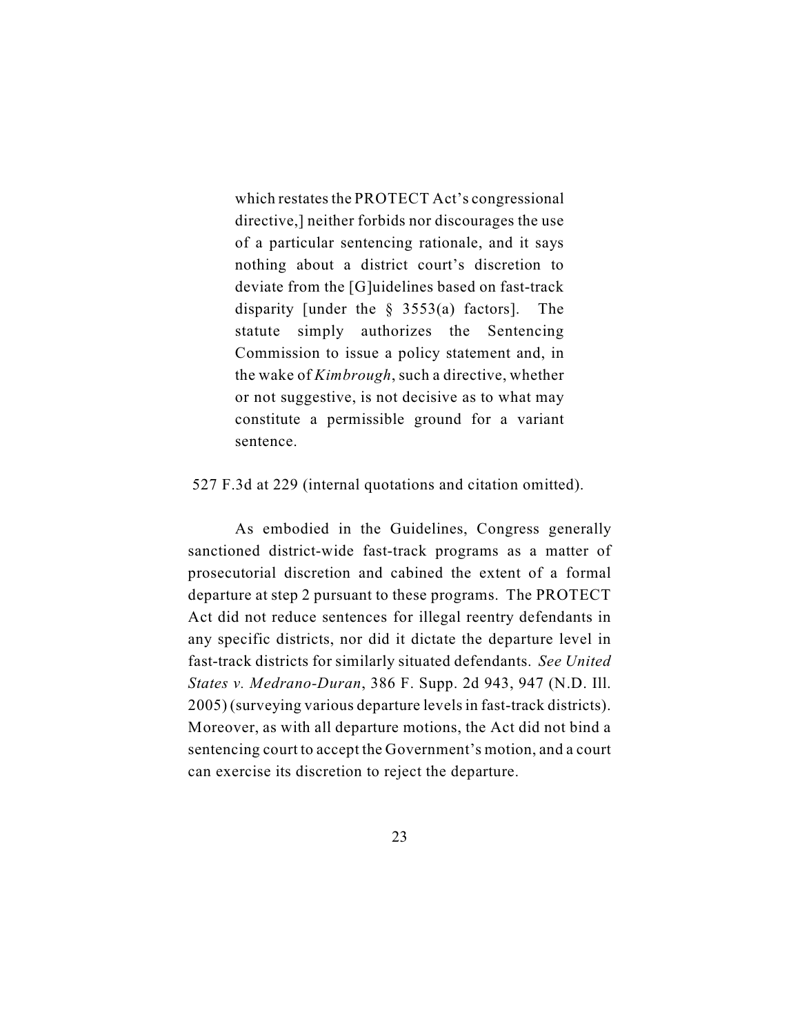> which restates the PROTECT Act's congressional directive,] neither forbids nor discourages the use of a particular sentencing rationale, and it says nothing about a district court's discretion to deviate from the [G]uidelines based on fast-track disparity [under the § 3553(a) factors]. The statute simply authorizes the Sentencing Commission to issue a policy statement and, in the wake of *Kimbrough*, such a directive, whether or not suggestive, is not decisive as to what may constitute a permissible ground for a variant sentence.

527 F.3d at 229 (internal quotations and citation omitted).

As embodied in the Guidelines, Congress generally sanctioned district-wide fast-track programs as a matter of prosecutorial discretion and cabined the extent of a formal departure at step 2 pursuant to these programs. The PROTECT Act did not reduce sentences for illegal reentry defendants in any specific districts, nor did it dictate the departure level in fast-track districts for similarly situated defendants. *See United States v. Medrano-Duran*, 386 F. Supp. 2d 943, 947 (N.D. Ill. 2005) (surveying various departure levels in fast-track districts). Moreover, as with all departure motions, the Act did not bind a sentencing court to accept the Government's motion, and a court can exercise its discretion to reject the departure.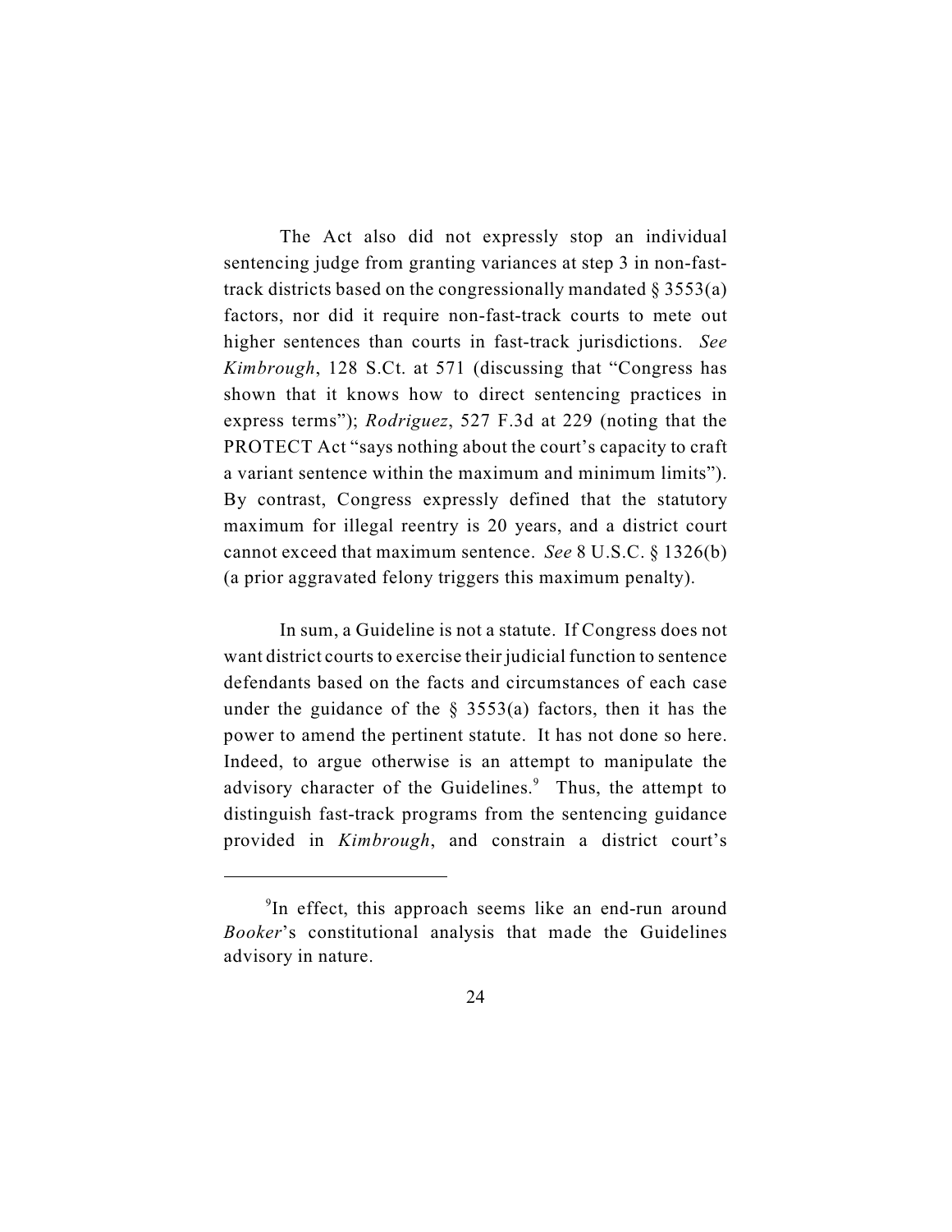The Act also did not expressly stop an individual sentencing judge from granting variances at step 3 in non-fast-track districts based on the congressionally mandated § 3553(a) factors, nor did it require non-fast-track courts to mete out higher sentences than courts in fast-track jurisdictions. *See Kimbrough*, 128 S.Ct. at 571 (discussing that "Congress has shown that it knows how to direct sentencing practices in express terms"); *Rodriguez*, 527 F.3d at 229 (noting that the PROTECT Act "says nothing about the court's capacity to craft a variant sentence within the maximum and minimum limits"). By contrast, Congress expressly defined that the statutory maximum for illegal reentry is 20 years, and a district court cannot exceed that maximum sentence. *See* 8 U.S.C. § 1326(b) (a prior aggravated felony triggers this maximum penalty).

In sum, a Guideline is not a statute. If Congress does not want district courts to exercise their judicial function to sentence defendants based on the facts and circumstances of each case under the guidance of the § 3553(a) factors, then it has the power to amend the pertinent statute. It has not done so here. Indeed, to argue otherwise is an attempt to manipulate the advisory character of the Guidelines.[9] Thus, the attempt to distinguish fast-track programs from the sentencing guidance provided in *Kimbrough*, and constrain a district court's

---

[9]In effect, this approach seems like an end-run around *Booker*'s constitutional analysis that made the Guidelines advisory in nature.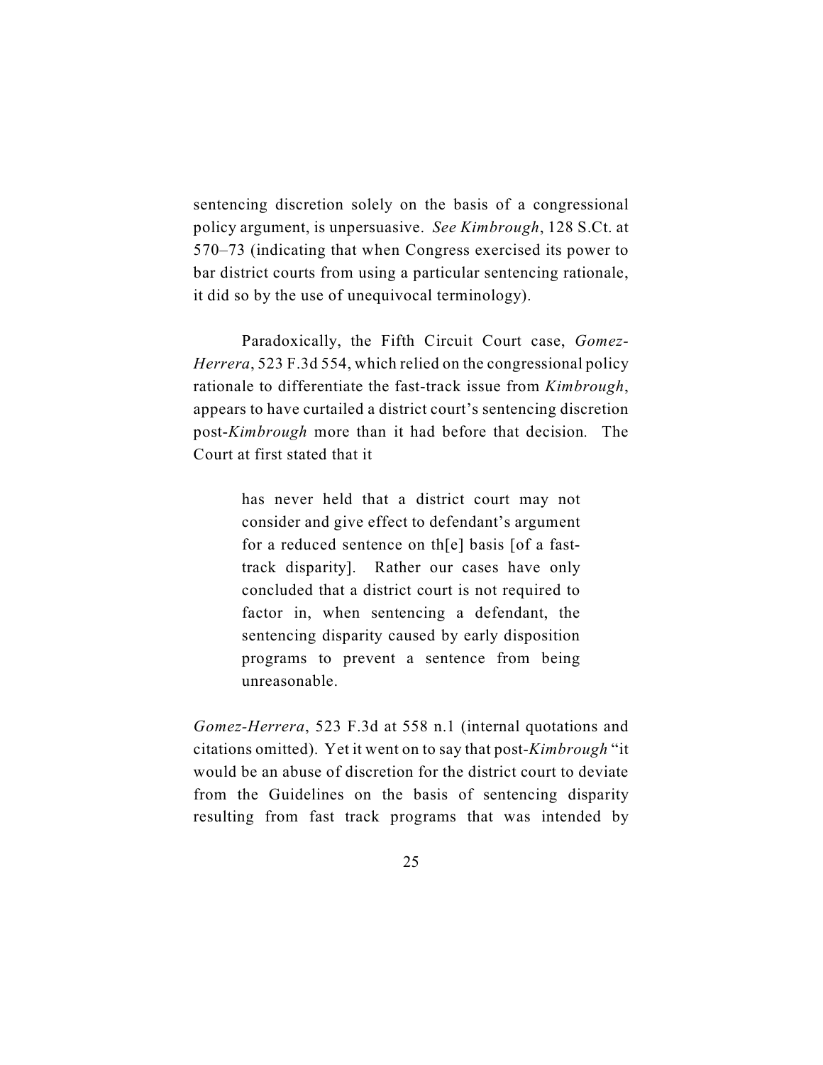sentencing discretion solely on the basis of a congressional policy argument, is unpersuasive. *See Kimbrough*, 128 S.Ct. at 570–73 (indicating that when Congress exercised its power to bar district courts from using a particular sentencing rationale, it did so by the use of unequivocal terminology).

Paradoxically, the Fifth Circuit Court case, *Gomez-Herrera*, 523 F.3d 554, which relied on the congressional policy rationale to differentiate the fast-track issue from *Kimbrough*, appears to have curtailed a district court's sentencing discretion post-*Kimbrough* more than it had before that decision. The Court at first stated that it

> has never held that a district court may not consider and give effect to defendant's argument for a reduced sentence on th[e] basis [of a fast-track disparity]. Rather our cases have only concluded that a district court is not required to factor in, when sentencing a defendant, the sentencing disparity caused by early disposition programs to prevent a sentence from being unreasonable.

*Gomez-Herrera*, 523 F.3d at 558 n.1 (internal quotations and citations omitted). Yet it went on to say that post-*Kimbrough* "it would be an abuse of discretion for the district court to deviate from the Guidelines on the basis of sentencing disparity resulting from fast track programs that was intended by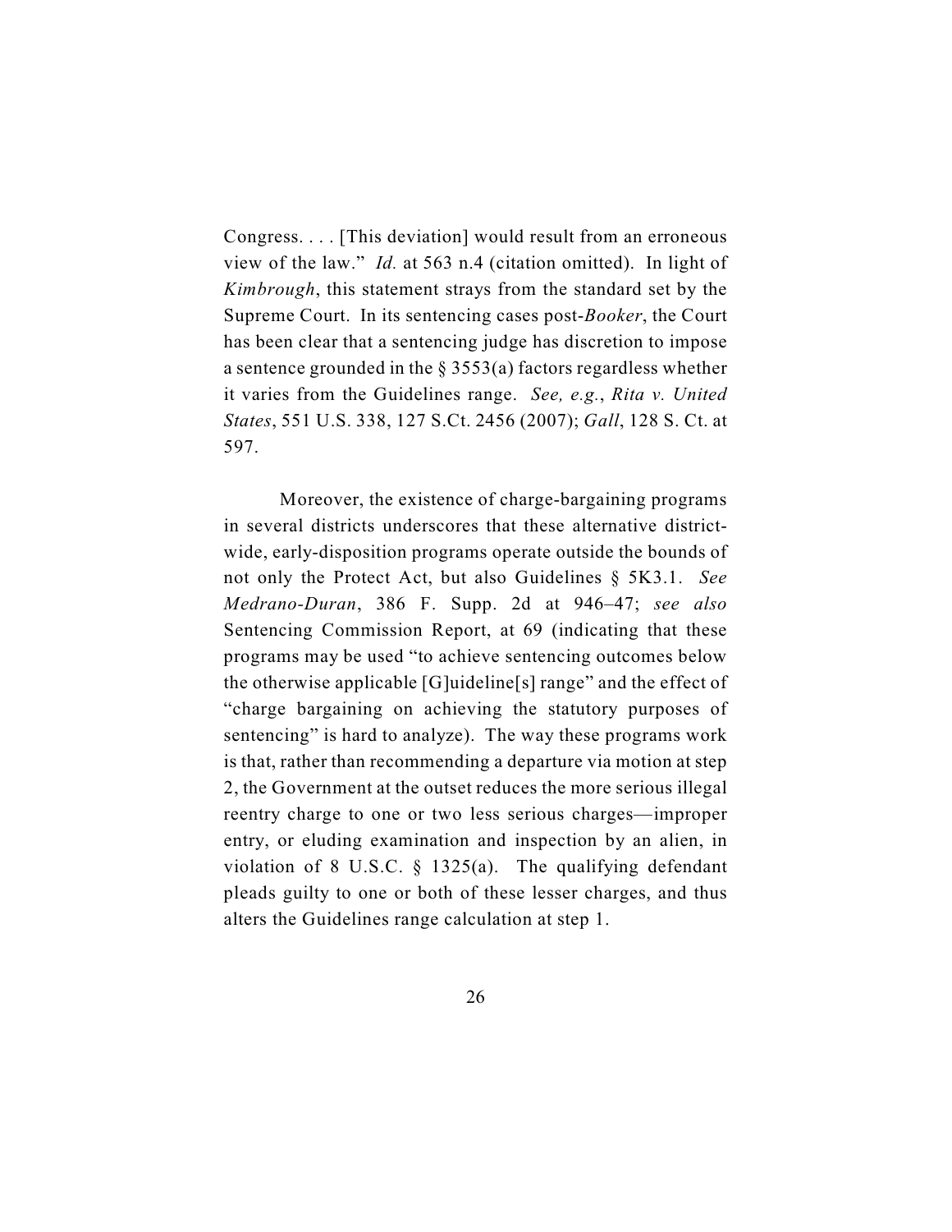Congress. . . . [This deviation] would result from an erroneous view of the law." *Id.* at 563 n.4 (citation omitted). In light of *Kimbrough*, this statement strays from the standard set by the Supreme Court. In its sentencing cases post-*Booker*, the Court has been clear that a sentencing judge has discretion to impose a sentence grounded in the § 3553(a) factors regardless whether it varies from the Guidelines range. *See, e.g.*, *Rita v. United States*, 551 U.S. 338, 127 S.Ct. 2456 (2007); *Gall*, 128 S. Ct. at 597.

Moreover, the existence of charge-bargaining programs in several districts underscores that these alternative district-wide, early-disposition programs operate outside the bounds of not only the Protect Act, but also Guidelines § 5K3.1. *See Medrano-Duran*, 386 F. Supp. 2d at 946–47; *see also* Sentencing Commission Report, at 69 (indicating that these programs may be used "to achieve sentencing outcomes below the otherwise applicable [G]uideline[s] range" and the effect of "charge bargaining on achieving the statutory purposes of sentencing" is hard to analyze). The way these programs work is that, rather than recommending a departure via motion at step 2, the Government at the outset reduces the more serious illegal reentry charge to one or two less serious charges—improper entry, or eluding examination and inspection by an alien, in violation of 8 U.S.C. § 1325(a). The qualifying defendant pleads guilty to one or both of these lesser charges, and thus alters the Guidelines range calculation at step 1.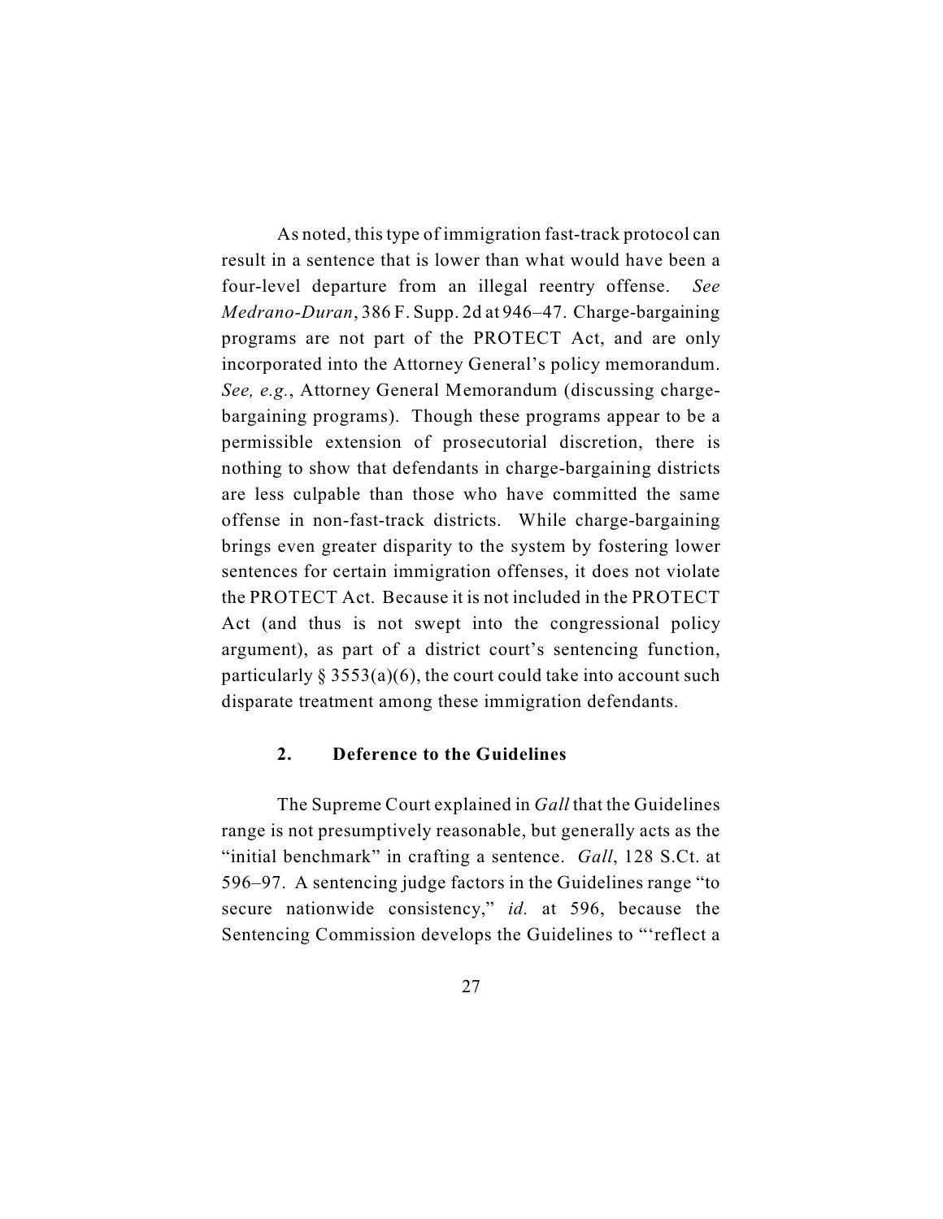As noted, this type of immigration fast-track protocol can result in a sentence that is lower than what would have been a four-level departure from an illegal reentry offense. *See Medrano-Duran*, 386 F. Supp. 2d at 946–47. Charge-bargaining programs are not part of the PROTECT Act, and are only incorporated into the Attorney General's policy memorandum. *See, e.g.*, Attorney General Memorandum (discussing charge-bargaining programs). Though these programs appear to be a permissible extension of prosecutorial discretion, there is nothing to show that defendants in charge-bargaining districts are less culpable than those who have committed the same offense in non-fast-track districts. While charge-bargaining brings even greater disparity to the system by fostering lower sentences for certain immigration offenses, it does not violate the PROTECT Act. Because it is not included in the PROTECT Act (and thus is not swept into the congressional policy argument), as part of a district court's sentencing function, particularly § 3553(a)(6), the court could take into account such disparate treatment among these immigration defendants.

### 2. Deference to the Guidelines

The Supreme Court explained in *Gall* that the Guidelines range is not presumptively reasonable, but generally acts as the "initial benchmark" in crafting a sentence. *Gall*, 128 S.Ct. at 596–97. A sentencing judge factors in the Guidelines range "to secure nationwide consistency," *id.* at 596, because the Sentencing Commission develops the Guidelines to "'reflect a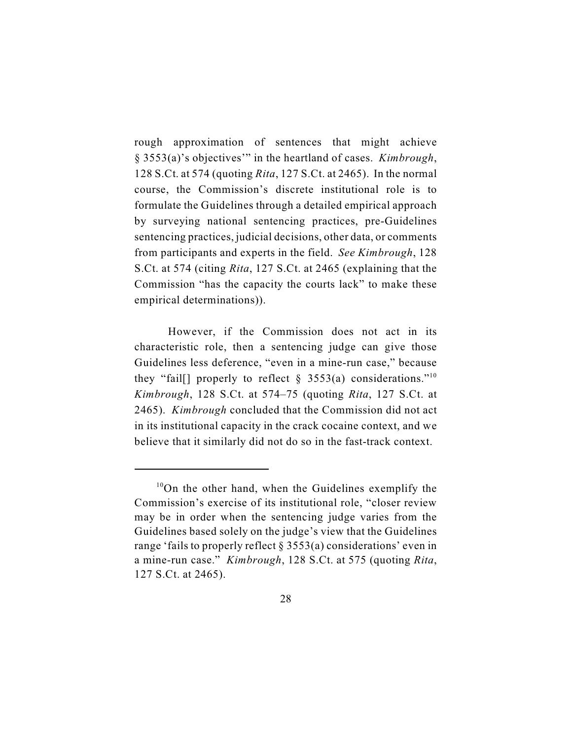rough approximation of sentences that might achieve § 3553(a)'s objectives'" in the heartland of cases. *Kimbrough*, 128 S.Ct. at 574 (quoting *Rita*, 127 S.Ct. at 2465). In the normal course, the Commission's discrete institutional role is to formulate the Guidelines through a detailed empirical approach by surveying national sentencing practices, pre-Guidelines sentencing practices, judicial decisions, other data, or comments from participants and experts in the field. *See Kimbrough*, 128 S.Ct. at 574 (citing *Rita*, 127 S.Ct. at 2465 (explaining that the Commission "has the capacity the courts lack" to make these empirical determinations)).

However, if the Commission does not act in its characteristic role, then a sentencing judge can give those Guidelines less deference, "even in a mine-run case," because they "fail[] properly to reflect § 3553(a) considerations."[10] *Kimbrough*, 128 S.Ct. at 574–75 (quoting *Rita*, 127 S.Ct. at 2465). *Kimbrough* concluded that the Commission did not act in its institutional capacity in the crack cocaine context, and we believe that it similarly did not do so in the fast-track context.

---

[10]On the other hand, when the Guidelines exemplify the Commission's exercise of its institutional role, "closer review may be in order when the sentencing judge varies from the Guidelines based solely on the judge's view that the Guidelines range 'fails to properly reflect § 3553(a) considerations' even in a mine-run case." *Kimbrough*, 128 S.Ct. at 575 (quoting *Rita*, 127 S.Ct. at 2465).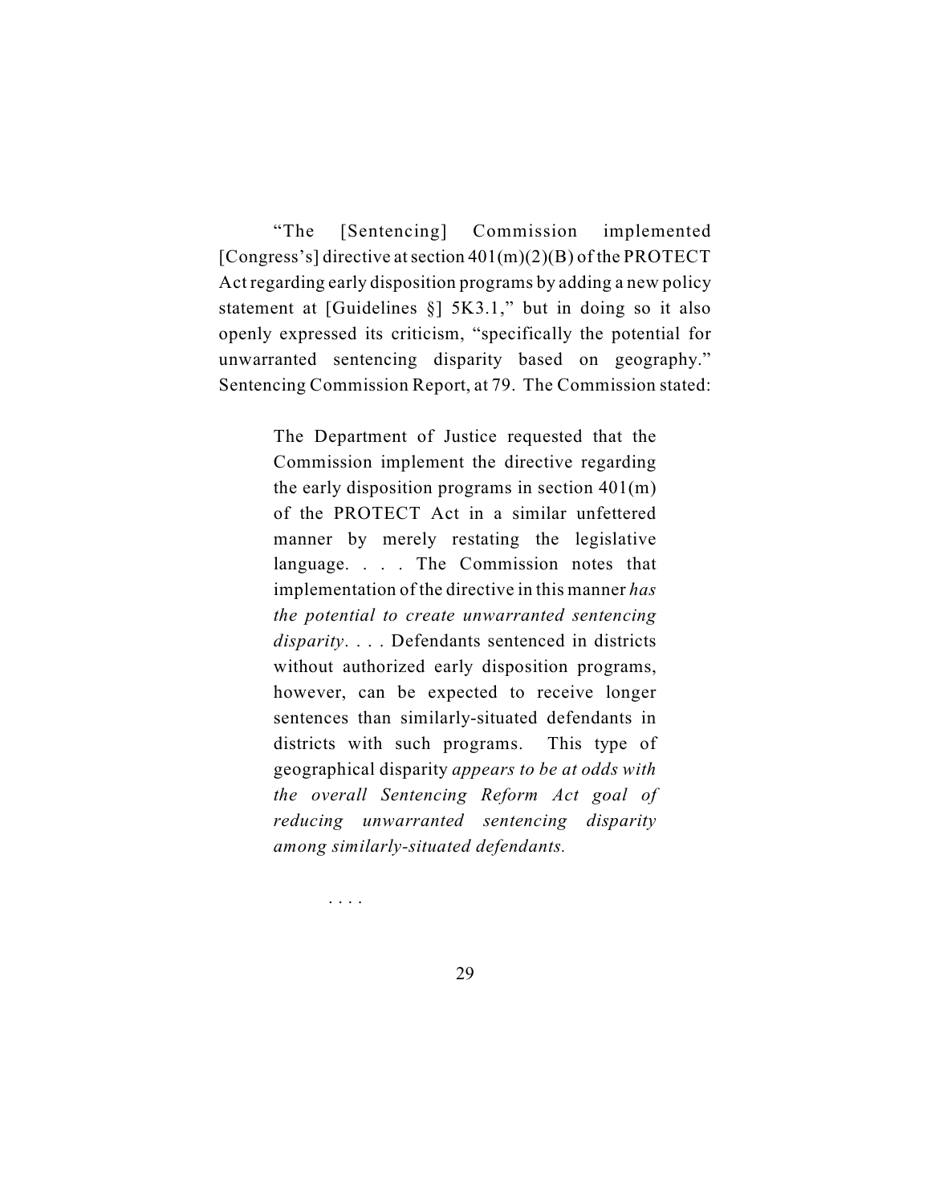"The [Sentencing] Commission implemented [Congress's] directive at section 401(m)(2)(B) of the PROTECT Act regarding early disposition programs by adding a new policy statement at [Guidelines §] 5K3.1," but in doing so it also openly expressed its criticism, "specifically the potential for unwarranted sentencing disparity based on geography." Sentencing Commission Report, at 79. The Commission stated:

> The Department of Justice requested that the Commission implement the directive regarding the early disposition programs in section 401(m) of the PROTECT Act in a similar unfettered manner by merely restating the legislative language. . . . The Commission notes that implementation of the directive in this manner *has the potential to create unwarranted sentencing disparity*. . . . Defendants sentenced in districts without authorized early disposition programs, however, can be expected to receive longer sentences than similarly-situated defendants in districts with such programs. This type of geographical disparity *appears to be at odds with the overall Sentencing Reform Act goal of reducing unwarranted sentencing disparity among similarly-situated defendants.*
>
> . . . .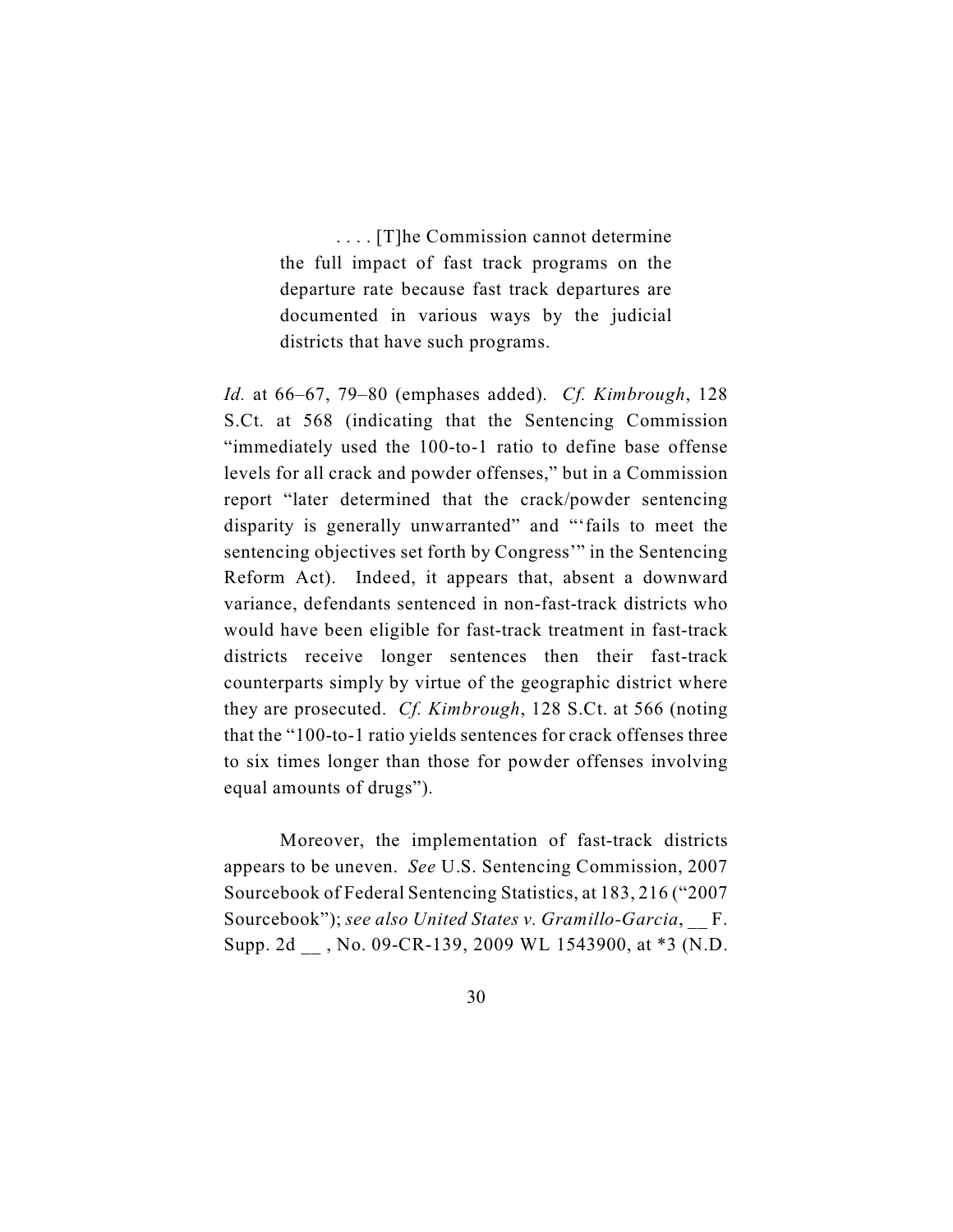> . . . . [T]he Commission cannot determine the full impact of fast track programs on the departure rate because fast track departures are documented in various ways by the judicial districts that have such programs.

*Id.* at 66–67, 79–80 (emphases added). *Cf. Kimbrough*, 128 S.Ct. at 568 (indicating that the Sentencing Commission "immediately used the 100-to-1 ratio to define base offense levels for all crack and powder offenses," but in a Commission report "later determined that the crack/powder sentencing disparity is generally unwarranted" and "'fails to meet the sentencing objectives set forth by Congress'" in the Sentencing Reform Act). Indeed, it appears that, absent a downward variance, defendants sentenced in non-fast-track districts who would have been eligible for fast-track treatment in fast-track districts receive longer sentences then their fast-track counterparts simply by virtue of the geographic district where they are prosecuted. *Cf. Kimbrough*, 128 S.Ct. at 566 (noting that the "100-to-1 ratio yields sentences for crack offenses three to six times longer than those for powder offenses involving equal amounts of drugs").

Moreover, the implementation of fast-track districts appears to be uneven. *See* U.S. Sentencing Commission, 2007 Sourcebook of Federal Sentencing Statistics, at 183, 216 ("2007 Sourcebook"); *see also United States v. Gramillo-Garcia*, __ F. Supp. 2d __ , No. 09-CR-139, 2009 WL 1543900, at *3 (N.D.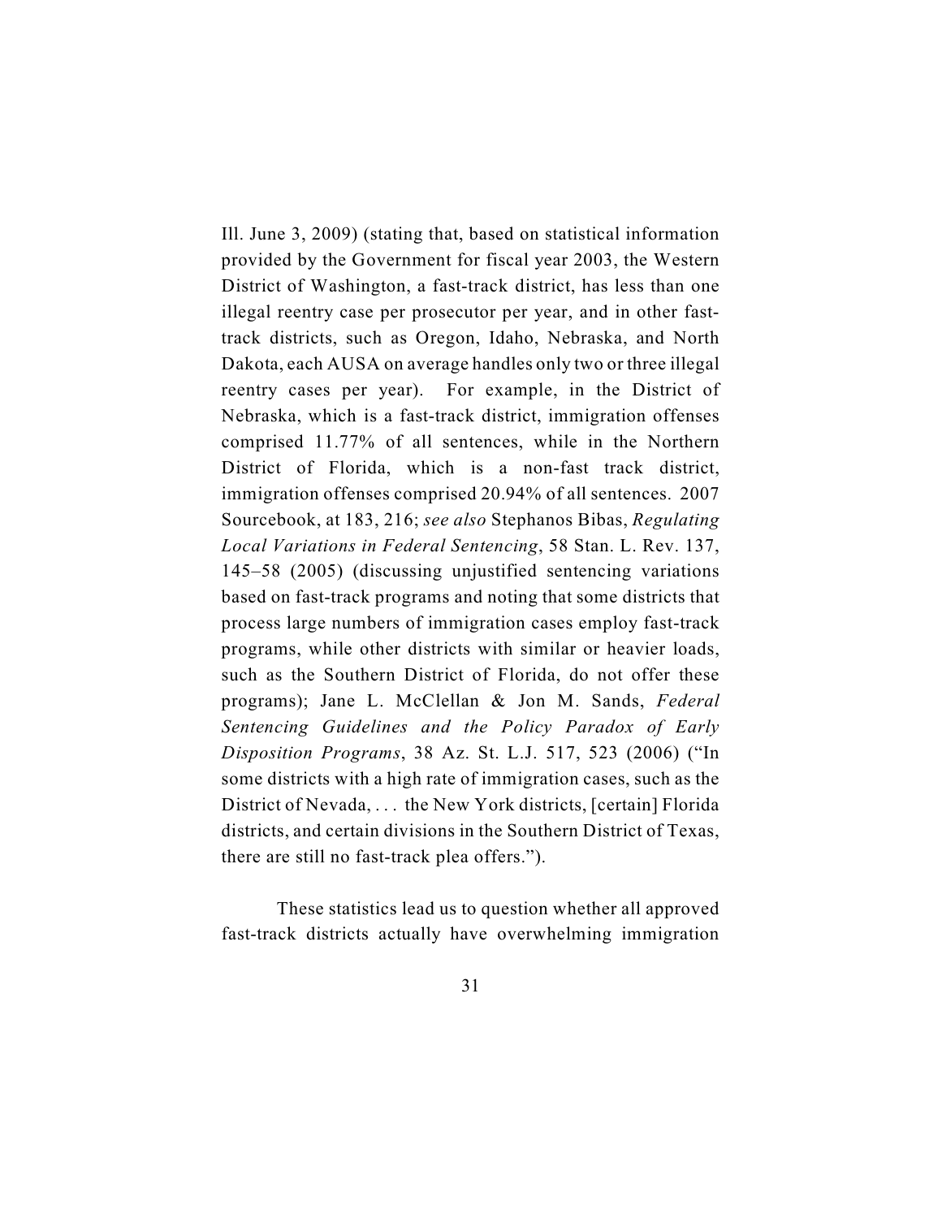Ill. June 3, 2009) (stating that, based on statistical information provided by the Government for fiscal year 2003, the Western District of Washington, a fast-track district, has less than one illegal reentry case per prosecutor per year, and in other fast-track districts, such as Oregon, Idaho, Nebraska, and North Dakota, each AUSA on average handles only two or three illegal reentry cases per year). For example, in the District of Nebraska, which is a fast-track district, immigration offenses comprised 11.77% of all sentences, while in the Northern District of Florida, which is a non-fast track district, immigration offenses comprised 20.94% of all sentences. 2007 Sourcebook, at 183, 216; *see also* Stephanos Bibas, *Regulating Local Variations in Federal Sentencing*, 58 Stan. L. Rev. 137, 145–58 (2005) (discussing unjustified sentencing variations based on fast-track programs and noting that some districts that process large numbers of immigration cases employ fast-track programs, while other districts with similar or heavier loads, such as the Southern District of Florida, do not offer these programs); Jane L. McClellan & Jon M. Sands, *Federal Sentencing Guidelines and the Policy Paradox of Early Disposition Programs*, 38 Az. St. L.J. 517, 523 (2006) ("In some districts with a high rate of immigration cases, such as the District of Nevada, . . . the New York districts, [certain] Florida districts, and certain divisions in the Southern District of Texas, there are still no fast-track plea offers.").

These statistics lead us to question whether all approved fast-track districts actually have overwhelming immigration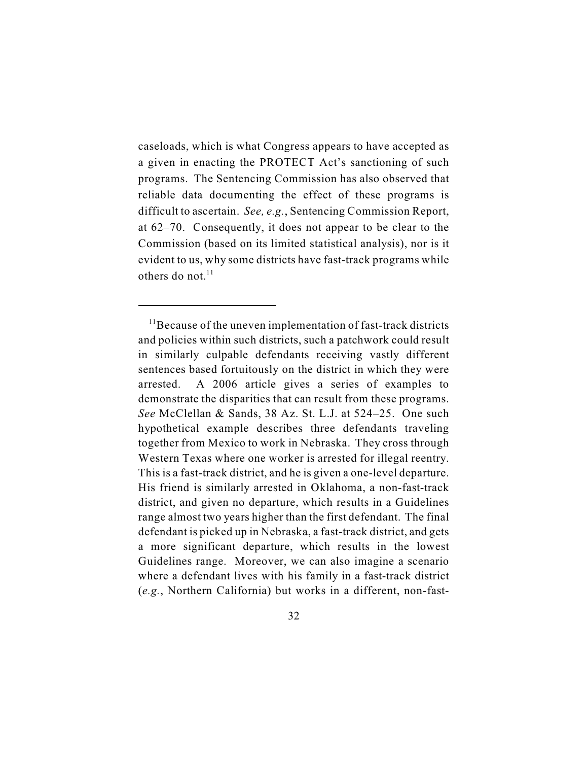caseloads, which is what Congress appears to have accepted as a given in enacting the PROTECT Act's sanctioning of such programs. The Sentencing Commission has also observed that reliable data documenting the effect of these programs is difficult to ascertain. *See, e.g.*, Sentencing Commission Report, at 62–70. Consequently, it does not appear to be clear to the Commission (based on its limited statistical analysis), nor is it evident to us, why some districts have fast-track programs while others do not.[11]

---

[11]Because of the uneven implementation of fast-track districts and policies within such districts, such a patchwork could result in similarly culpable defendants receiving vastly different sentences based fortuitously on the district in which they were arrested. A 2006 article gives a series of examples to demonstrate the disparities that can result from these programs. *See* McClellan & Sands, 38 Az. St. L.J. at 524–25. One such hypothetical example describes three defendants traveling together from Mexico to work in Nebraska. They cross through Western Texas where one worker is arrested for illegal reentry. This is a fast-track district, and he is given a one-level departure. His friend is similarly arrested in Oklahoma, a non-fast-track district, and given no departure, which results in a Guidelines range almost two years higher than the first defendant. The final defendant is picked up in Nebraska, a fast-track district, and gets a more significant departure, which results in the lowest Guidelines range. Moreover, we can also imagine a scenario where a defendant lives with his family in a fast-track district (*e.g.*, Northern California) but works in a different, non-fast-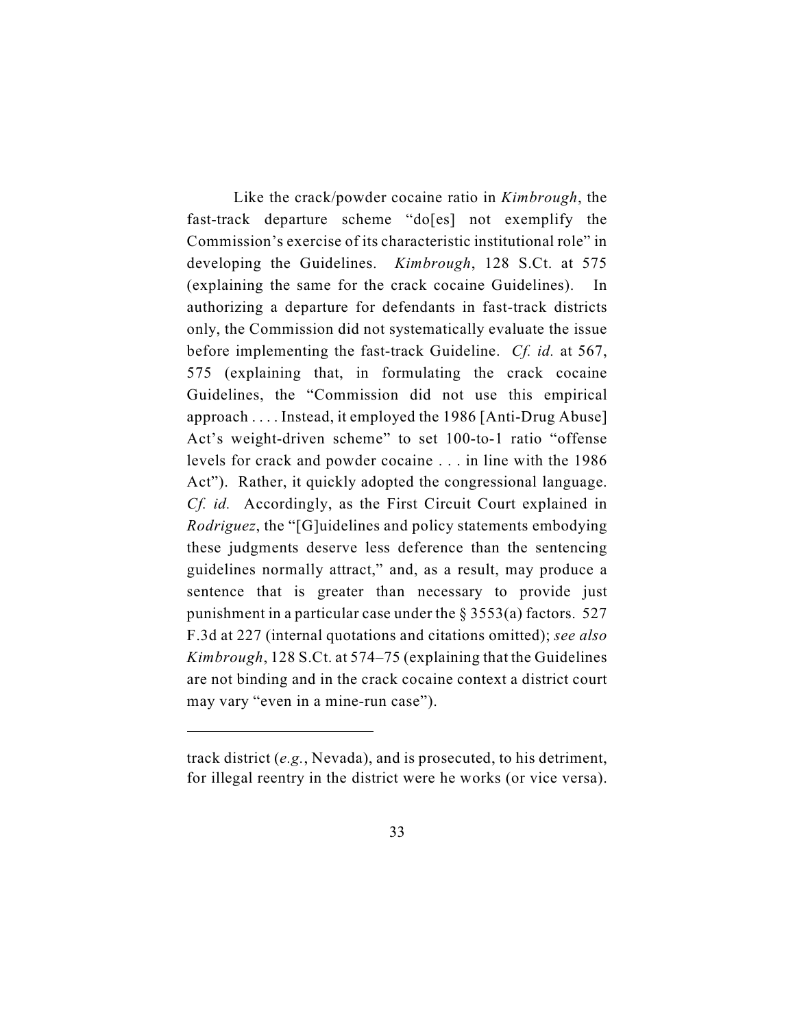Like the crack/powder cocaine ratio in *Kimbrough*, the fast-track departure scheme "do[es] not exemplify the Commission's exercise of its characteristic institutional role" in developing the Guidelines. *Kimbrough*, 128 S.Ct. at 575 (explaining the same for the crack cocaine Guidelines). In authorizing a departure for defendants in fast-track districts only, the Commission did not systematically evaluate the issue before implementing the fast-track Guideline. *Cf. id.* at 567, 575 (explaining that, in formulating the crack cocaine Guidelines, the "Commission did not use this empirical approach . . . . Instead, it employed the 1986 [Anti-Drug Abuse] Act's weight-driven scheme" to set 100-to-1 ratio "offense levels for crack and powder cocaine . . . in line with the 1986 Act"). Rather, it quickly adopted the congressional language. *Cf. id.* Accordingly, as the First Circuit Court explained in *Rodriguez*, the "[G]uidelines and policy statements embodying these judgments deserve less deference than the sentencing guidelines normally attract," and, as a result, may produce a sentence that is greater than necessary to provide just punishment in a particular case under the § 3553(a) factors. 527 F.3d at 227 (internal quotations and citations omitted); *see also Kimbrough*, 128 S.Ct. at 574–75 (explaining that the Guidelines are not binding and in the crack cocaine context a district court may vary "even in a mine-run case").

---

track district (*e.g.*, Nevada), and is prosecuted, to his detriment, for illegal reentry in the district were he works (or vice versa).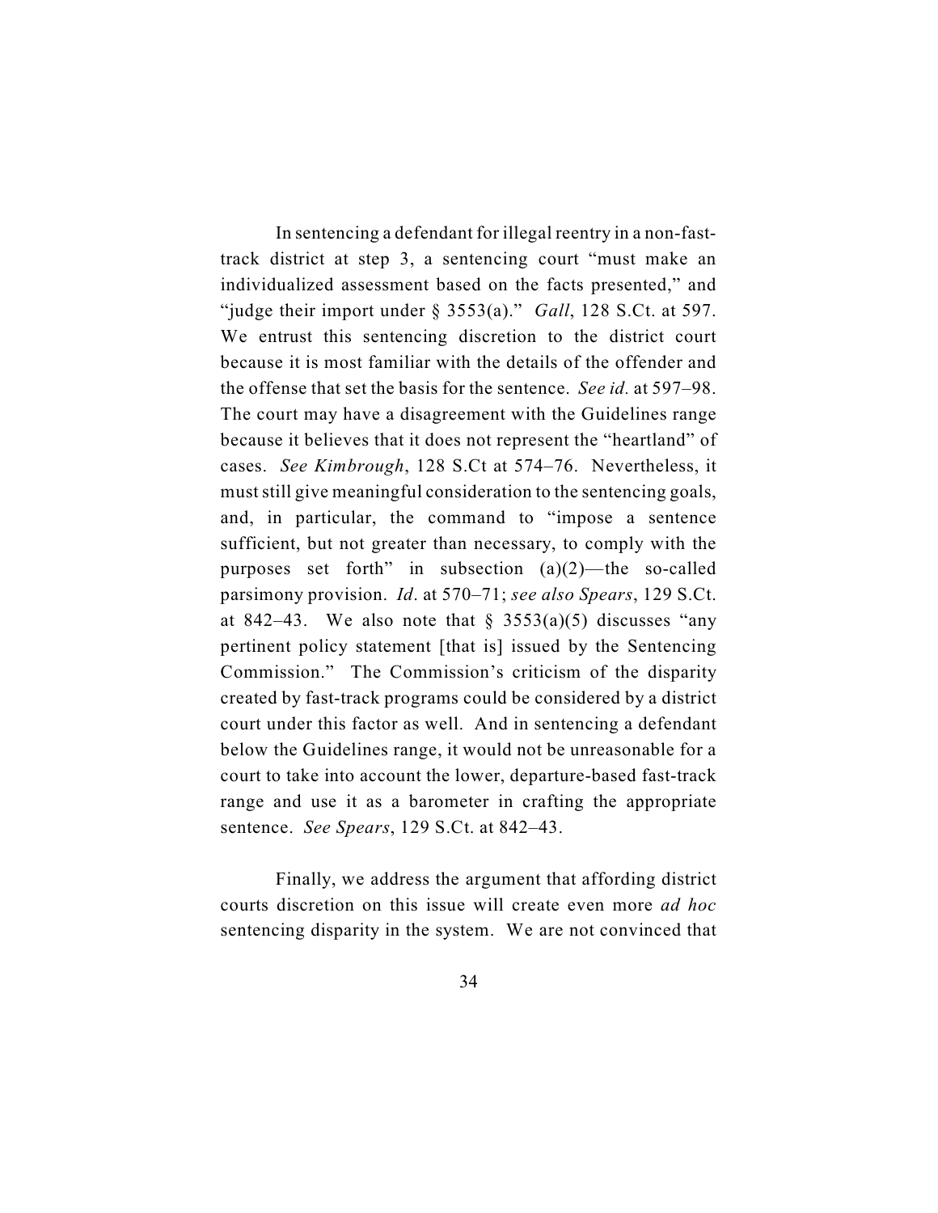In sentencing a defendant for illegal reentry in a non-fast-track district at step 3, a sentencing court "must make an individualized assessment based on the facts presented," and "judge their import under § 3553(a)." *Gall*, 128 S.Ct. at 597. We entrust this sentencing discretion to the district court because it is most familiar with the details of the offender and the offense that set the basis for the sentence. *See id.* at 597–98. The court may have a disagreement with the Guidelines range because it believes that it does not represent the "heartland" of cases. *See Kimbrough*, 128 S.Ct at 574–76. Nevertheless, it must still give meaningful consideration to the sentencing goals, and, in particular, the command to "impose a sentence sufficient, but not greater than necessary, to comply with the purposes set forth" in subsection (a)(2)—the so-called parsimony provision. *Id*. at 570–71; *see also Spears*, 129 S.Ct. at 842–43. We also note that § 3553(a)(5) discusses "any pertinent policy statement [that is] issued by the Sentencing Commission." The Commission's criticism of the disparity created by fast-track programs could be considered by a district court under this factor as well. And in sentencing a defendant below the Guidelines range, it would not be unreasonable for a court to take into account the lower, departure-based fast-track range and use it as a barometer in crafting the appropriate sentence. *See Spears*, 129 S.Ct. at 842–43.

Finally, we address the argument that affording district courts discretion on this issue will create even more *ad hoc* sentencing disparity in the system. We are not convinced that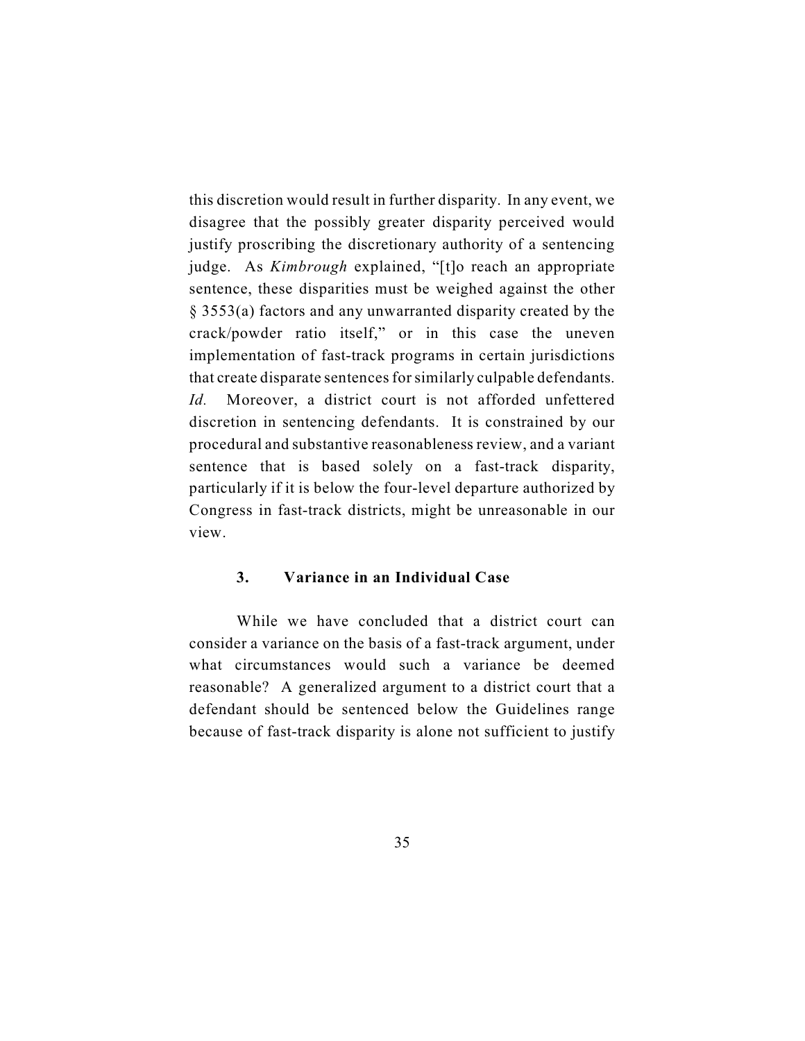this discretion would result in further disparity. In any event, we disagree that the possibly greater disparity perceived would justify proscribing the discretionary authority of a sentencing judge. As *Kimbrough* explained, "[t]o reach an appropriate sentence, these disparities must be weighed against the other § 3553(a) factors and any unwarranted disparity created by the crack/powder ratio itself," or in this case the uneven implementation of fast-track programs in certain jurisdictions that create disparate sentences for similarly culpable defendants. *Id.* Moreover, a district court is not afforded unfettered discretion in sentencing defendants. It is constrained by our procedural and substantive reasonableness review, and a variant sentence that is based solely on a fast-track disparity, particularly if it is below the four-level departure authorized by Congress in fast-track districts, might be unreasonable in our view.

### 3. Variance in an Individual Case

While we have concluded that a district court can consider a variance on the basis of a fast-track argument, under what circumstances would such a variance be deemed reasonable? A generalized argument to a district court that a defendant should be sentenced below the Guidelines range because of fast-track disparity is alone not sufficient to justify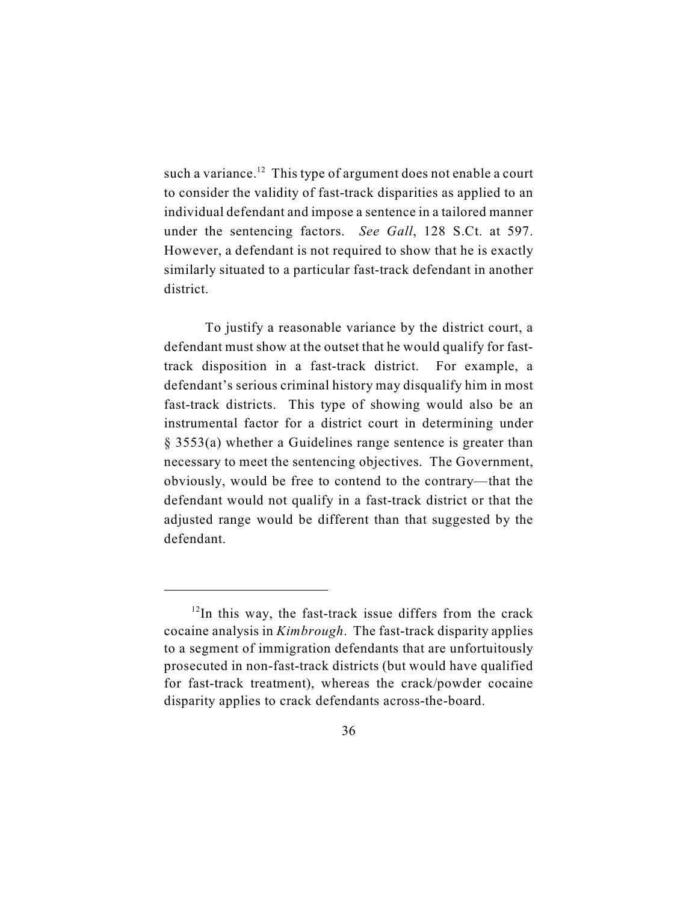such a variance.[12] This type of argument does not enable a court to consider the validity of fast-track disparities as applied to an individual defendant and impose a sentence in a tailored manner under the sentencing factors. *See Gall*, 128 S.Ct. at 597. However, a defendant is not required to show that he is exactly similarly situated to a particular fast-track defendant in another district.

To justify a reasonable variance by the district court, a defendant must show at the outset that he would qualify for fast-track disposition in a fast-track district. For example, a defendant's serious criminal history may disqualify him in most fast-track districts. This type of showing would also be an instrumental factor for a district court in determining under § 3553(a) whether a Guidelines range sentence is greater than necessary to meet the sentencing objectives. The Government, obviously, would be free to contend to the contrary—that the defendant would not qualify in a fast-track district or that the adjusted range would be different than that suggested by the defendant.

---

[12] In this way, the fast-track issue differs from the crack cocaine analysis in *Kimbrough*. The fast-track disparity applies to a segment of immigration defendants that are unfortuitously prosecuted in non-fast-track districts (but would have qualified for fast-track treatment), whereas the crack/powder cocaine disparity applies to crack defendants across-the-board.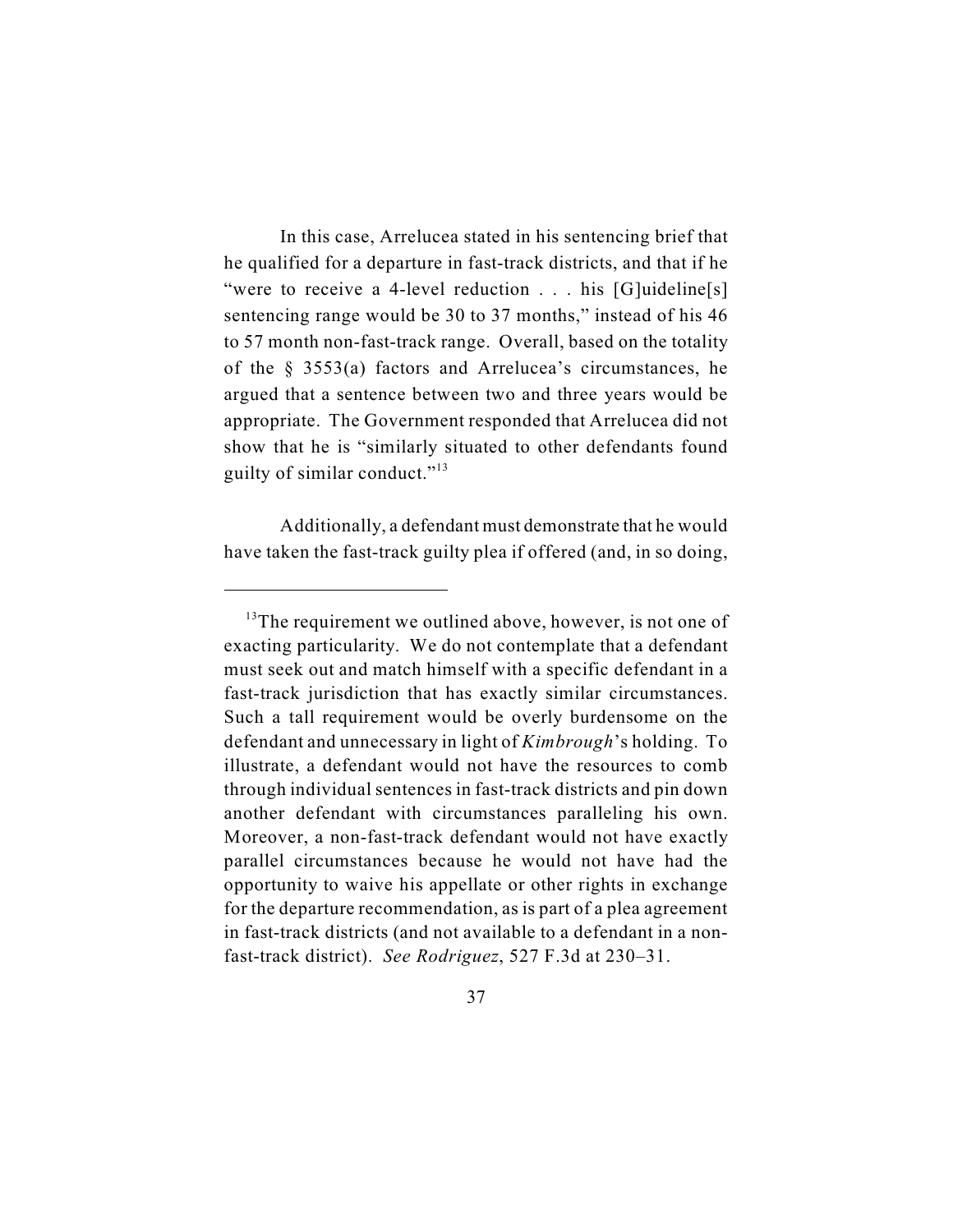In this case, Arrelucea stated in his sentencing brief that he qualified for a departure in fast-track districts, and that if he "were to receive a 4-level reduction . . . his [G]uideline[s] sentencing range would be 30 to 37 months," instead of his 46 to 57 month non-fast-track range. Overall, based on the totality of the § 3553(a) factors and Arrelucea's circumstances, he argued that a sentence between two and three years would be appropriate. The Government responded that Arrelucea did not show that he is "similarly situated to other defendants found guilty of similar conduct."[13]

Additionally, a defendant must demonstrate that he would have taken the fast-track guilty plea if offered (and, in so doing,

---

[13]The requirement we outlined above, however, is not one of exacting particularity. We do not contemplate that a defendant must seek out and match himself with a specific defendant in a fast-track jurisdiction that has exactly similar circumstances. Such a tall requirement would be overly burdensome on the defendant and unnecessary in light of *Kimbrough*'s holding. To illustrate, a defendant would not have the resources to comb through individual sentences in fast-track districts and pin down another defendant with circumstances paralleling his own. Moreover, a non-fast-track defendant would not have exactly parallel circumstances because he would not have had the opportunity to waive his appellate or other rights in exchange for the departure recommendation, as is part of a plea agreement in fast-track districts (and not available to a defendant in a non-fast-track district). *See Rodriguez*, 527 F.3d at 230–31.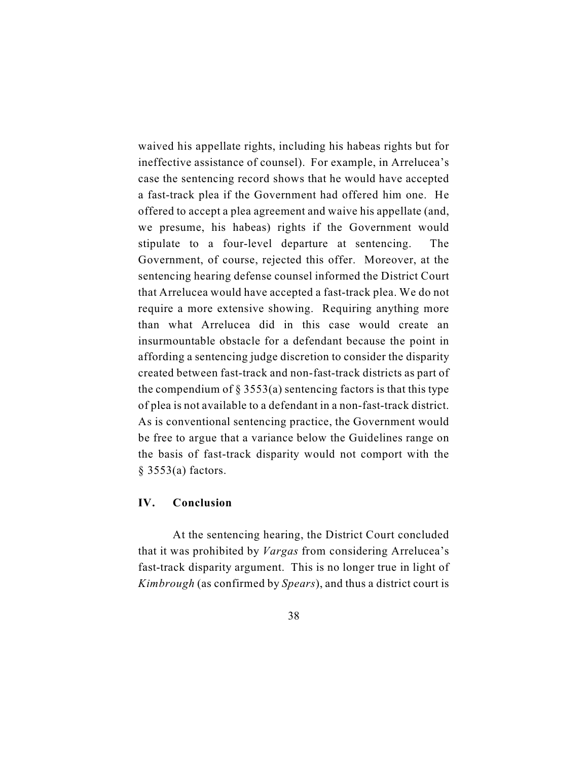waived his appellate rights, including his habeas rights but for ineffective assistance of counsel). For example, in Arrelucea's case the sentencing record shows that he would have accepted a fast-track plea if the Government had offered him one. He offered to accept a plea agreement and waive his appellate (and, we presume, his habeas) rights if the Government would stipulate to a four-level departure at sentencing. The Government, of course, rejected this offer. Moreover, at the sentencing hearing defense counsel informed the District Court that Arrelucea would have accepted a fast-track plea. We do not require a more extensive showing. Requiring anything more than what Arrelucea did in this case would create an insurmountable obstacle for a defendant because the point in affording a sentencing judge discretion to consider the disparity created between fast-track and non-fast-track districts as part of the compendium of § 3553(a) sentencing factors is that this type of plea is not available to a defendant in a non-fast-track district. As is conventional sentencing practice, the Government would be free to argue that a variance below the Guidelines range on the basis of fast-track disparity would not comport with the § 3553(a) factors.

## IV. Conclusion

At the sentencing hearing, the District Court concluded that it was prohibited by *Vargas* from considering Arrelucea's fast-track disparity argument. This is no longer true in light of *Kimbrough* (as confirmed by *Spears*), and thus a district court is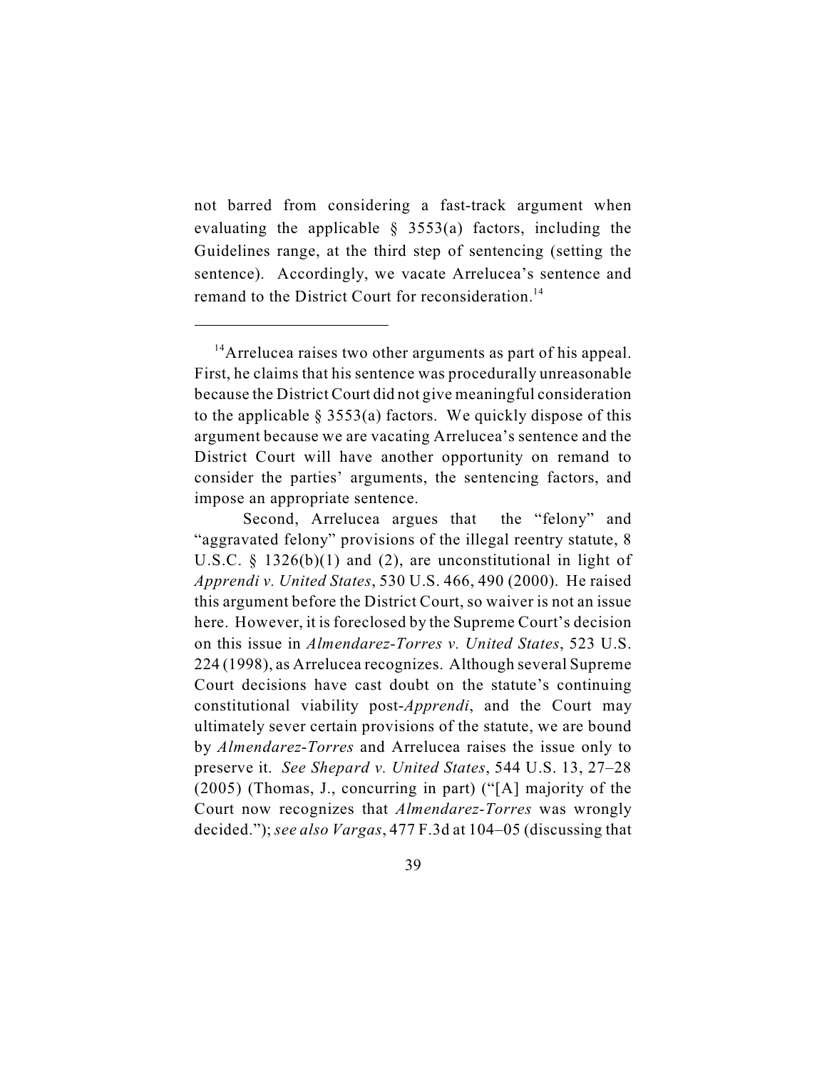not barred from considering a fast-track argument when evaluating the applicable § 3553(a) factors, including the Guidelines range, at the third step of sentencing (setting the sentence). Accordingly, we vacate Arrelucea's sentence and remand to the District Court for reconsideration.[14]

---

[14] Arrelucea raises two other arguments as part of his appeal. First, he claims that his sentence was procedurally unreasonable because the District Court did not give meaningful consideration to the applicable § 3553(a) factors. We quickly dispose of this argument because we are vacating Arrelucea's sentence and the District Court will have another opportunity on remand to consider the parties' arguments, the sentencing factors, and impose an appropriate sentence.

Second, Arrelucea argues that the "felony" and "aggravated felony" provisions of the illegal reentry statute, 8 U.S.C. § 1326(b)(1) and (2), are unconstitutional in light of *Apprendi v. United States*, 530 U.S. 466, 490 (2000). He raised this argument before the District Court, so waiver is not an issue here. However, it is foreclosed by the Supreme Court's decision on this issue in *Almendarez-Torres v. United States*, 523 U.S. 224 (1998), as Arrelucea recognizes. Although several Supreme Court decisions have cast doubt on the statute's continuing constitutional viability post-*Apprendi*, and the Court may ultimately sever certain provisions of the statute, we are bound by *Almendarez-Torres* and Arrelucea raises the issue only to preserve it. *See Shepard v. United States*, 544 U.S. 13, 27–28 (2005) (Thomas, J., concurring in part) ("[A] majority of the Court now recognizes that *Almendarez-Torres* was wrongly decided."); *see also Vargas*, 477 F.3d at 104–05 (discussing that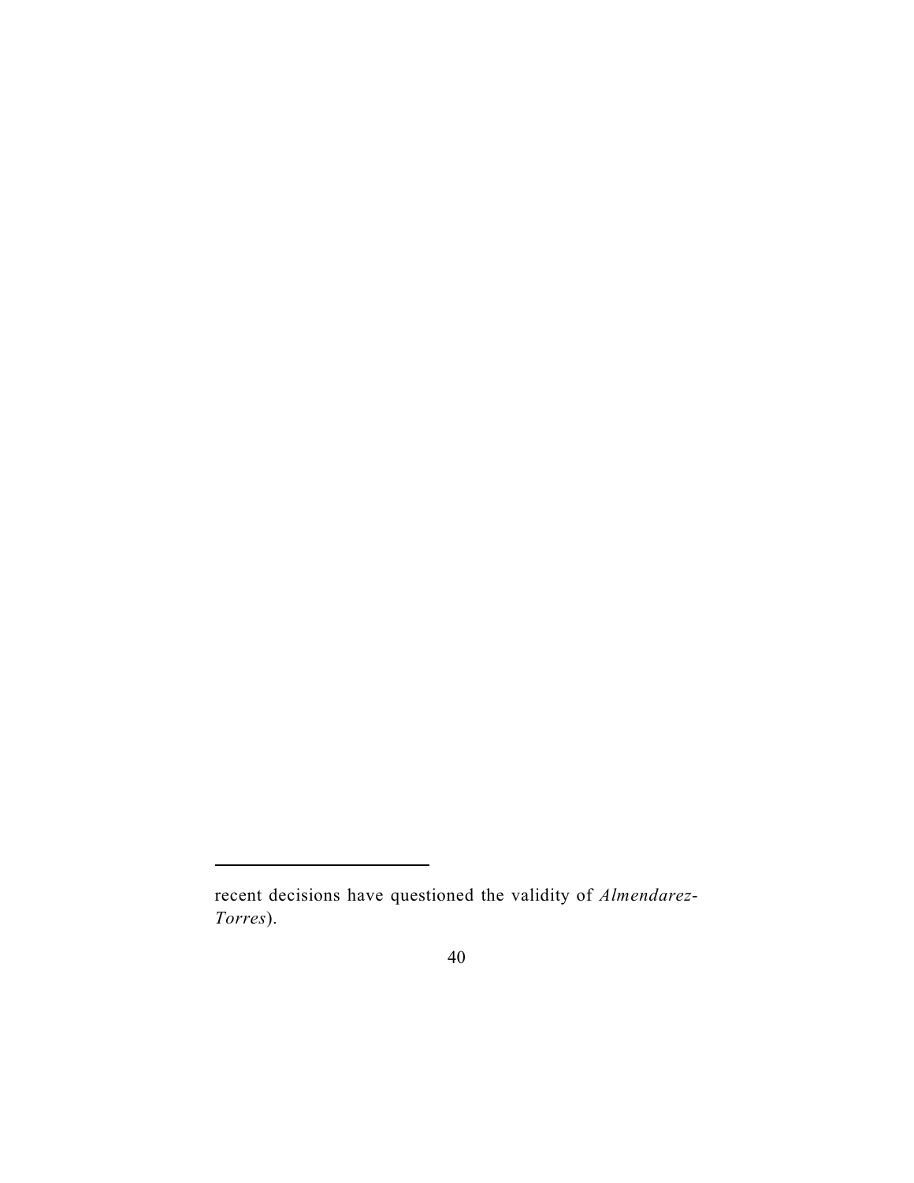recent decisions have questioned the validity of *Almendarez-Torres*).